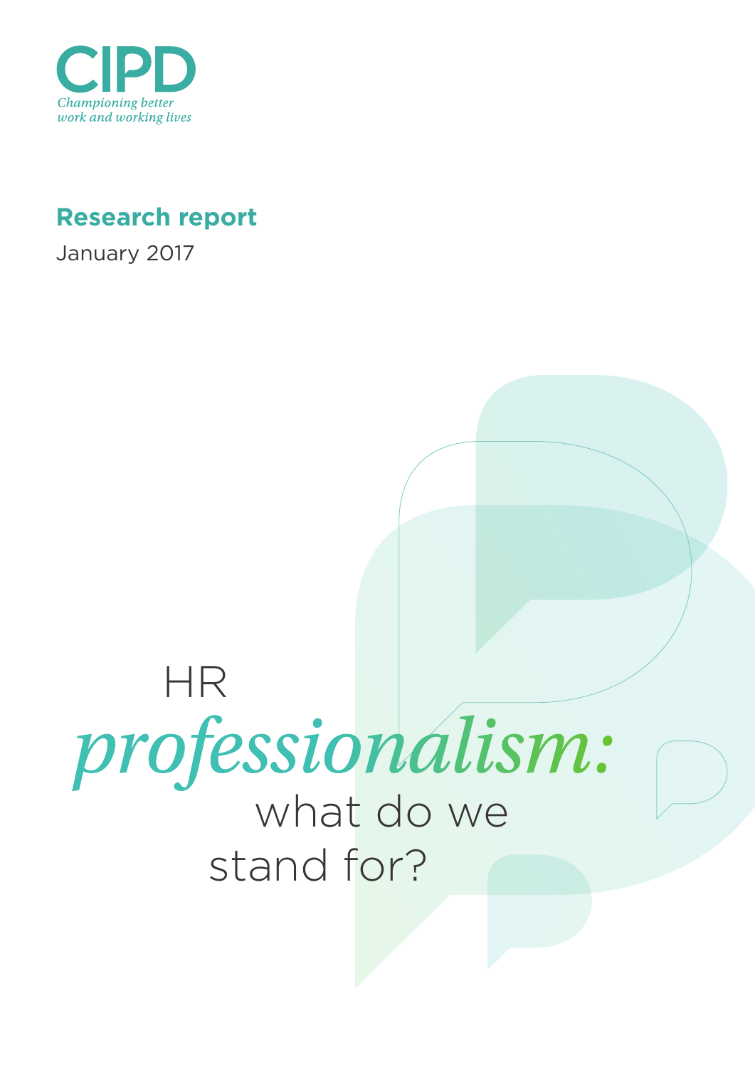CIPD

*Championing better work and working lives*

**Research report**

January 2017

# HR *professionalism:* what do we stand for?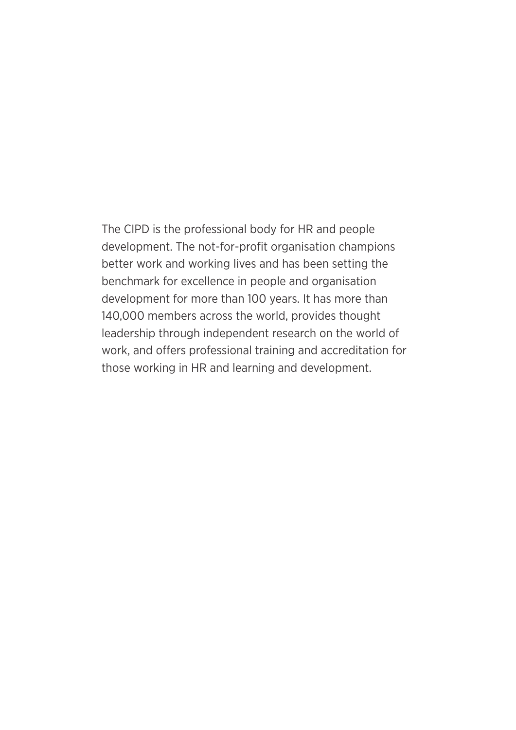The CIPD is the professional body for HR and people development. The not-for-profit organisation champions better work and working lives and has been setting the benchmark for excellence in people and organisation development for more than 100 years. It has more than 140,000 members across the world, provides thought leadership through independent research on the world of work, and offers professional training and accreditation for those working in HR and learning and development.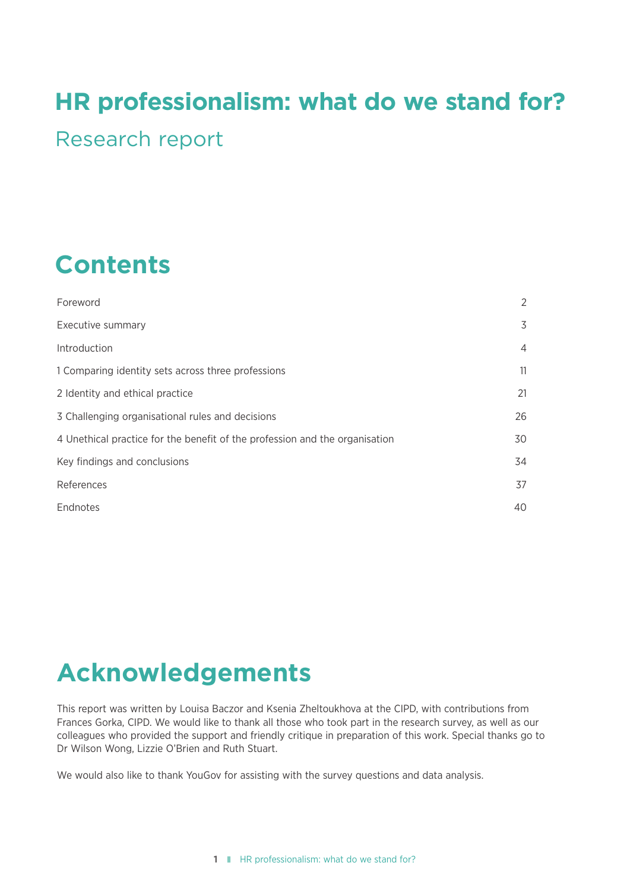# HR professionalism: what do we stand for?

## Research report

# Contents

| | |
|---|---|
| Foreword | 2 |
| Executive summary | 3 |
| Introduction | 4 |
| 1 Comparing identity sets across three professions | 11 |
| 2 Identity and ethical practice | 21 |
| 3 Challenging organisational rules and decisions | 26 |
| 4 Unethical practice for the benefit of the profession and the organisation | 30 |
| Key findings and conclusions | 34 |
| References | 37 |
| Endnotes | 40 |

# Acknowledgements

This report was written by Louisa Baczor and Ksenia Zheltoukhova at the CIPD, with contributions from Frances Gorka, CIPD. We would like to thank all those who took part in the research survey, as well as our colleagues who provided the support and friendly critique in preparation of this work. Special thanks go to Dr Wilson Wong, Lizzie O'Brien and Ruth Stuart.

We would also like to thank YouGov for assisting with the survey questions and data analysis.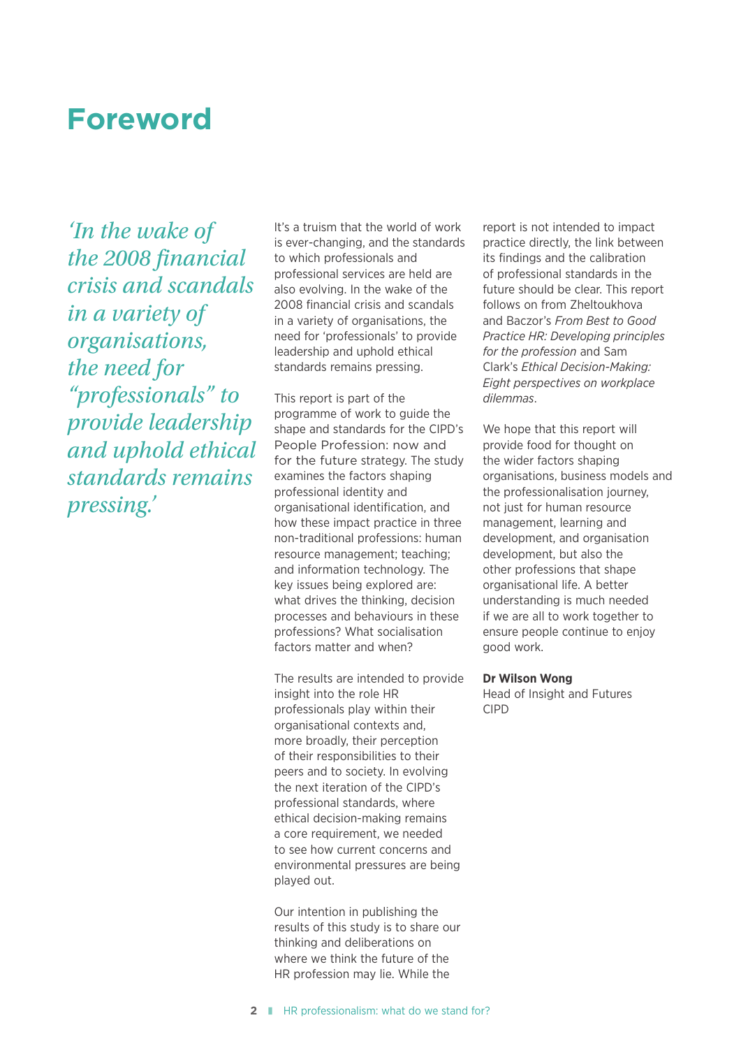# Foreword

*'In the wake of the 2008 financial crisis and scandals in a variety of organisations, the need for "professionals" to provide leadership and uphold ethical standards remains pressing.'*

It's a truism that the world of work is ever-changing, and the standards to which professionals and professional services are held are also evolving. In the wake of the 2008 financial crisis and scandals in a variety of organisations, the need for 'professionals' to provide leadership and uphold ethical standards remains pressing.

This report is part of the programme of work to guide the shape and standards for the CIPD's People Profession: now and for the future strategy. The study examines the factors shaping professional identity and organisational identification, and how these impact practice in three non-traditional professions: human resource management; teaching; and information technology. The key issues being explored are: what drives the thinking, decision processes and behaviours in these professions? What socialisation factors matter and when?

The results are intended to provide insight into the role HR professionals play within their organisational contexts and, more broadly, their perception of their responsibilities to their peers and to society. In evolving the next iteration of the CIPD's professional standards, where ethical decision-making remains a core requirement, we needed to see how current concerns and environmental pressures are being played out.

Our intention in publishing the results of this study is to share our thinking and deliberations on where we think the future of the HR profession may lie. While the report is not intended to impact practice directly, the link between its findings and the calibration of professional standards in the future should be clear. This report follows on from Zheltoukhova and Baczor's *From Best to Good Practice HR: Developing principles for the profession* and Sam Clark's *Ethical Decision-Making: Eight perspectives on workplace dilemmas*.

We hope that this report will provide food for thought on the wider factors shaping organisations, business models and the professionalisation journey, not just for human resource management, learning and development, and organisation development, but also the other professions that shape organisational life. A better understanding is much needed if we are all to work together to ensure people continue to enjoy good work.

**Dr Wilson Wong**
Head of Insight and Futures
CIPD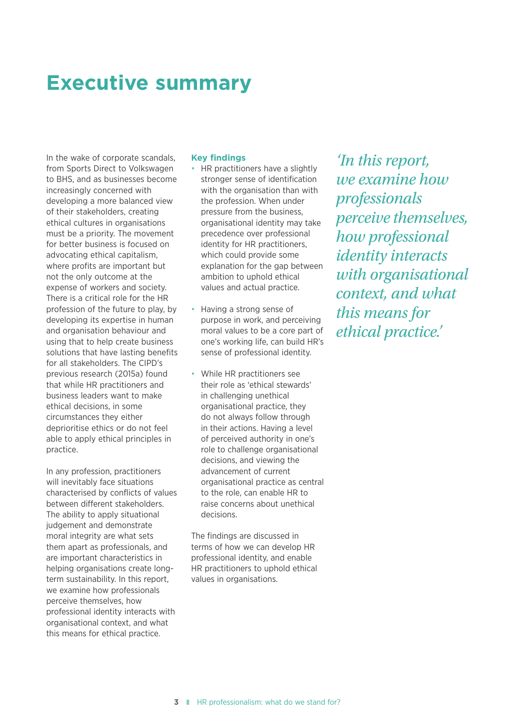# Executive summary

In the wake of corporate scandals, from Sports Direct to Volkswagen to BHS, and as businesses become increasingly concerned with developing a more balanced view of their stakeholders, creating ethical cultures in organisations must be a priority. The movement for better business is focused on advocating ethical capitalism, where profits are important but not the only outcome at the expense of workers and society. There is a critical role for the HR profession of the future to play, by developing its expertise in human and organisation behaviour and using that to help create business solutions that have lasting benefits for all stakeholders. The CIPD's previous research (2015a) found that while HR practitioners and business leaders want to make ethical decisions, in some circumstances they either deprioritise ethics or do not feel able to apply ethical principles in practice.

In any profession, practitioners will inevitably face situations characterised by conflicts of values between different stakeholders. The ability to apply situational judgement and demonstrate moral integrity are what sets them apart as professionals, and are important characteristics in helping organisations create long-term sustainability. In this report, we examine how professionals perceive themselves, how professional identity interacts with organisational context, and what this means for ethical practice.

**Key findings**

- HR practitioners have a slightly stronger sense of identification with the organisation than with the profession. When under pressure from the business, organisational identity may take precedence over professional identity for HR practitioners, which could provide some explanation for the gap between ambition to uphold ethical values and actual practice.
- Having a strong sense of purpose in work, and perceiving moral values to be a core part of one's working life, can build HR's sense of professional identity.
- While HR practitioners see their role as 'ethical stewards' in challenging unethical organisational practice, they do not always follow through in their actions. Having a level of perceived authority in one's role to challenge organisational decisions, and viewing the advancement of current organisational practice as central to the role, can enable HR to raise concerns about unethical decisions.

The findings are discussed in terms of how we can develop HR professional identity, and enable HR practitioners to uphold ethical values in organisations.

*'In this report, we examine how professionals perceive themselves, how professional identity interacts with organisational context, and what this means for ethical practice.'*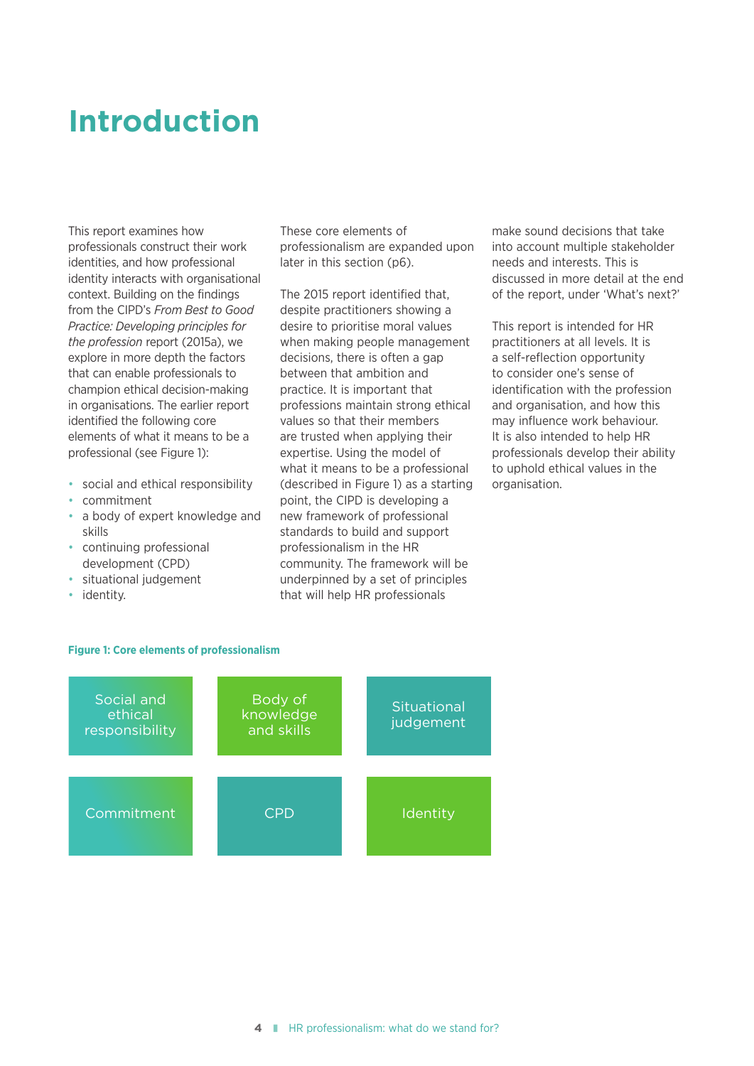# Introduction

This report examines how professionals construct their work identities, and how professional identity interacts with organisational context. Building on the findings from the CIPD's *From Best to Good Practice: Developing principles for the profession* report (2015a), we explore in more depth the factors that can enable professionals to champion ethical decision-making in organisations. The earlier report identified the following core elements of what it means to be a professional (see Figure 1):

- social and ethical responsibility
- commitment
- a body of expert knowledge and skills
- continuing professional development (CPD)
- situational judgement
- identity.

These core elements of professionalism are expanded upon later in this section (p6).

The 2015 report identified that, despite practitioners showing a desire to prioritise moral values when making people management decisions, there is often a gap between that ambition and practice. It is important that professions maintain strong ethical values so that their members are trusted when applying their expertise. Using the model of what it means to be a professional (described in Figure 1) as a starting point, the CIPD is developing a new framework of professional standards to build and support professionalism in the HR community. The framework will be underpinned by a set of principles that will help HR professionals make sound decisions that take into account multiple stakeholder needs and interests. This is discussed in more detail at the end of the report, under 'What's next?'

This report is intended for HR practitioners at all levels. It is a self-reflection opportunity to consider one's sense of identification with the profession and organisation, and how this may influence work behaviour. It is also intended to help HR professionals develop their ability to uphold ethical values in the organisation.

**Figure 1: Core elements of professionalism**

Social and ethical responsibility

Body of knowledge and skills

Situational judgement

Commitment

CPD

Identity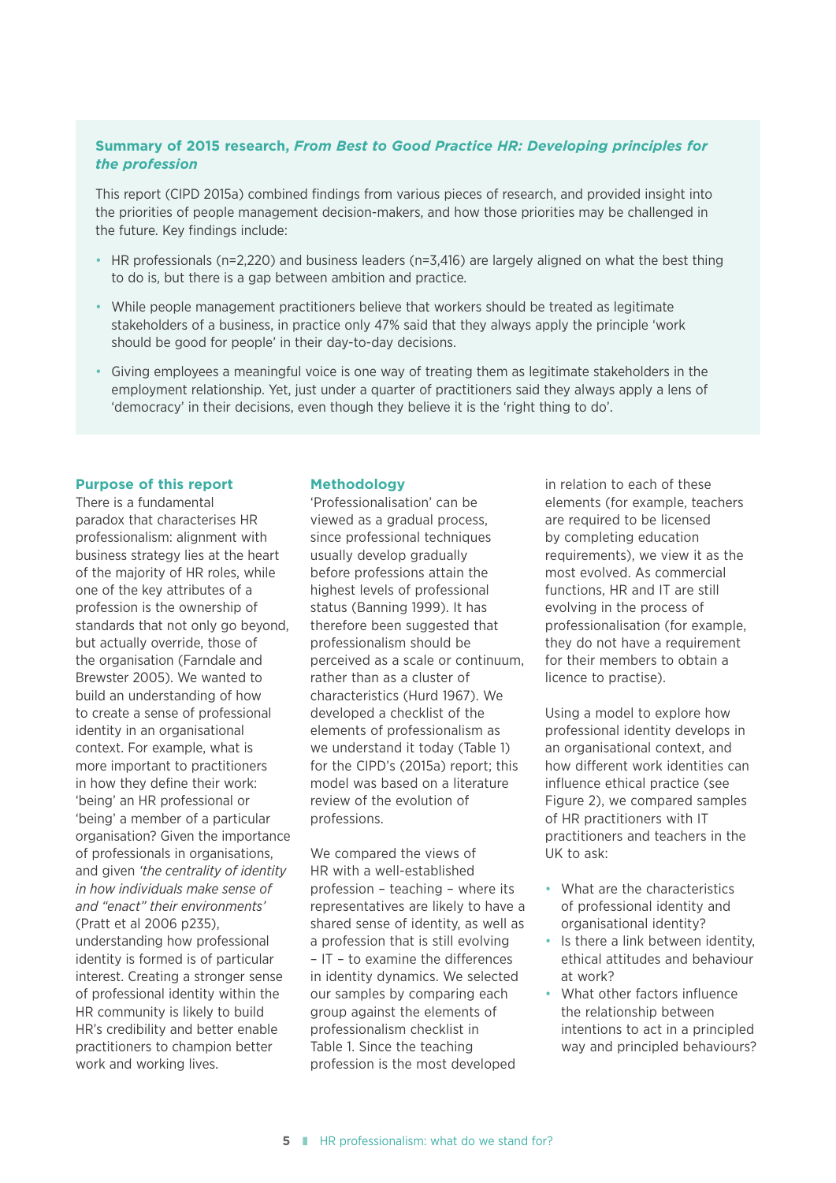### Summary of 2015 research, *From Best to Good Practice HR: Developing principles for the profession*

This report (CIPD 2015a) combined findings from various pieces of research, and provided insight into the priorities of people management decision-makers, and how those priorities may be challenged in the future. Key findings include:

- HR professionals (n=2,220) and business leaders (n=3,416) are largely aligned on what the best thing to do is, but there is a gap between ambition and practice.
- While people management practitioners believe that workers should be treated as legitimate stakeholders of a business, in practice only 47% said that they always apply the principle 'work should be good for people' in their day-to-day decisions.
- Giving employees a meaningful voice is one way of treating them as legitimate stakeholders in the employment relationship. Yet, just under a quarter of practitioners said they always apply a lens of 'democracy' in their decisions, even though they believe it is the 'right thing to do'.

## Purpose of this report

There is a fundamental paradox that characterises HR professionalism: alignment with business strategy lies at the heart of the majority of HR roles, while one of the key attributes of a profession is the ownership of standards that not only go beyond, but actually override, those of the organisation (Farndale and Brewster 2005). We wanted to build an understanding of how to create a sense of professional identity in an organisational context. For example, what is more important to practitioners in how they define their work: 'being' an HR professional or 'being' a member of a particular organisation? Given the importance of professionals in organisations, and given *'the centrality of identity in how individuals make sense of and "enact" their environments'* (Pratt et al 2006 p235), understanding how professional identity is formed is of particular interest. Creating a stronger sense of professional identity within the HR community is likely to build HR's credibility and better enable practitioners to champion better work and working lives.

## Methodology

'Professionalisation' can be viewed as a gradual process, since professional techniques usually develop gradually before professions attain the highest levels of professional status (Banning 1999). It has therefore been suggested that professionalism should be perceived as a scale or continuum, rather than as a cluster of characteristics (Hurd 1967). We developed a checklist of the elements of professionalism as we understand it today (Table 1) for the CIPD's (2015a) report; this model was based on a literature review of the evolution of professions.

We compared the views of HR with a well-established profession – teaching – where its representatives are likely to have a shared sense of identity, as well as a profession that is still evolving – IT – to examine the differences in identity dynamics. We selected our samples by comparing each group against the elements of professionalism checklist in Table 1. Since the teaching profession is the most developed in relation to each of these elements (for example, teachers are required to be licensed by completing education requirements), we view it as the most evolved. As commercial functions, HR and IT are still evolving in the process of professionalisation (for example, they do not have a requirement for their members to obtain a licence to practise).

Using a model to explore how professional identity develops in an organisational context, and how different work identities can influence ethical practice (see Figure 2), we compared samples of HR practitioners with IT practitioners and teachers in the UK to ask:

- What are the characteristics of professional identity and organisational identity?
- Is there a link between identity, ethical attitudes and behaviour at work?
- What other factors influence the relationship between intentions to act in a principled way and principled behaviours?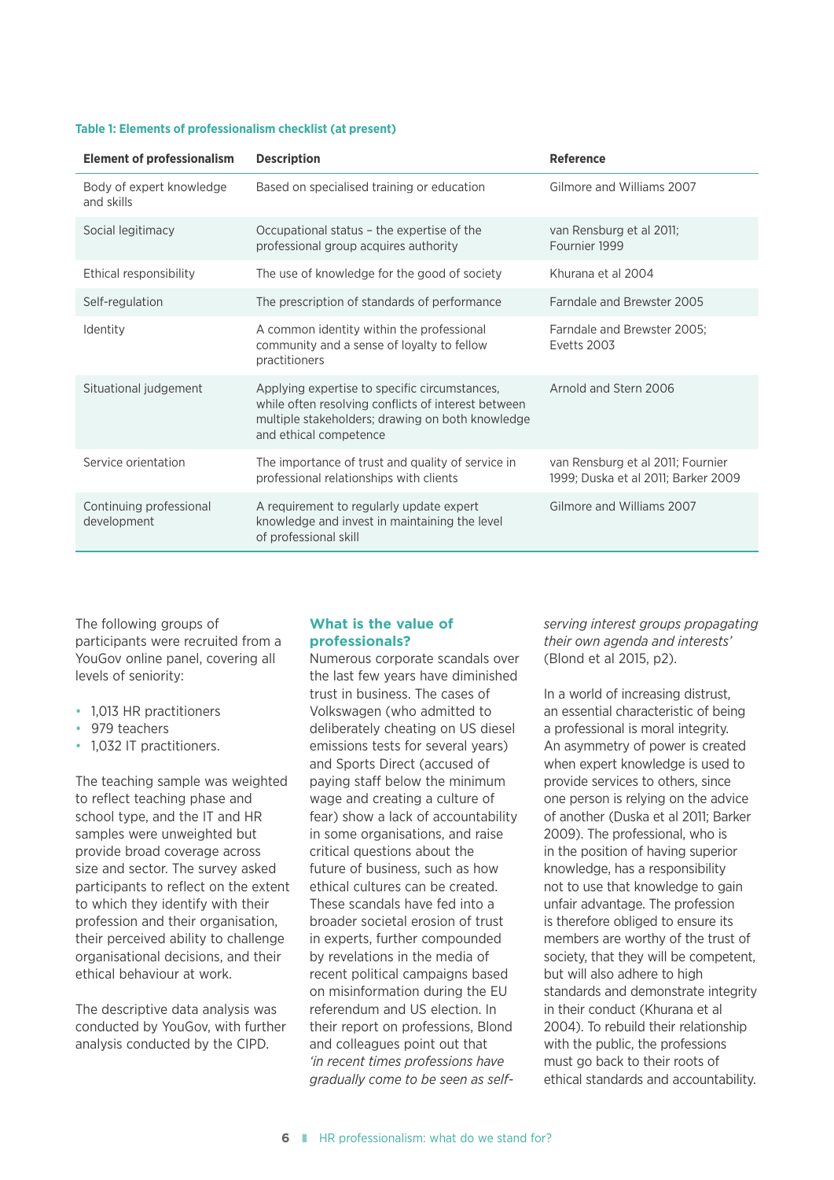**Table 1: Elements of professionalism checklist (at present)**

| Element of professionalism | Description | Reference |
|---|---|---|
| Body of expert knowledge and skills | Based on specialised training or education | Gilmore and Williams 2007 |
| Social legitimacy | Occupational status – the expertise of the professional group acquires authority | van Rensburg et al 2011; Fournier 1999 |
| Ethical responsibility | The use of knowledge for the good of society | Khurana et al 2004 |
| Self-regulation | The prescription of standards of performance | Farndale and Brewster 2005 |
| Identity | A common identity within the professional community and a sense of loyalty to fellow practitioners | Farndale and Brewster 2005; Evetts 2003 |
| Situational judgement | Applying expertise to specific circumstances, while often resolving conflicts of interest between multiple stakeholders; drawing on both knowledge and ethical competence | Arnold and Stern 2006 |
| Service orientation | The importance of trust and quality of service in professional relationships with clients | van Rensburg et al 2011; Fournier 1999; Duska et al 2011; Barker 2009 |
| Continuing professional development | A requirement to regularly update expert knowledge and invest in maintaining the level of professional skill | Gilmore and Williams 2007 |

The following groups of participants were recruited from a YouGov online panel, covering all levels of seniority:

- 1,013 HR practitioners
- 979 teachers
- 1,032 IT practitioners.

The teaching sample was weighted to reflect teaching phase and school type, and the IT and HR samples were unweighted but provide broad coverage across size and sector. The survey asked participants to reflect on the extent to which they identify with their profession and their organisation, their perceived ability to challenge organisational decisions, and their ethical behaviour at work.

The descriptive data analysis was conducted by YouGov, with further analysis conducted by the CIPD.

## What is the value of professionals?

Numerous corporate scandals over the last few years have diminished trust in business. The cases of Volkswagen (who admitted to deliberately cheating on US diesel emissions tests for several years) and Sports Direct (accused of paying staff below the minimum wage and creating a culture of fear) show a lack of accountability in some organisations, and raise critical questions about the future of business, such as how ethical cultures can be created. These scandals have fed into a broader societal erosion of trust in experts, further compounded by revelations in the media of recent political campaigns based on misinformation during the EU referendum and US election. In their report on professions, Blond and colleagues point out that *'in recent times professions have gradually come to be seen as self-serving interest groups propagating their own agenda and interests'* (Blond et al 2015, p2).

In a world of increasing distrust, an essential characteristic of being a professional is moral integrity. An asymmetry of power is created when expert knowledge is used to provide services to others, since one person is relying on the advice of another (Duska et al 2011; Barker 2009). The professional, who is in the position of having superior knowledge, has a responsibility not to use that knowledge to gain unfair advantage. The profession is therefore obliged to ensure its members are worthy of the trust of society, that they will be competent, but will also adhere to high standards and demonstrate integrity in their conduct (Khurana et al 2004). To rebuild their relationship with the public, the professions must go back to their roots of ethical standards and accountability.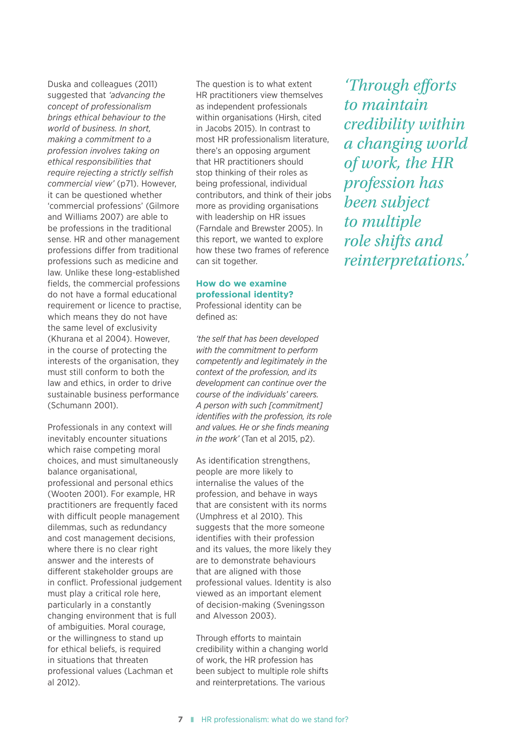Duska and colleagues (2011) suggested that *'advancing the concept of professionalism brings ethical behaviour to the world of business. In short, making a commitment to a profession involves taking on ethical responsibilities that require rejecting a strictly selfish commercial view'* (p71). However, it can be questioned whether 'commercial professions' (Gilmore and Williams 2007) are able to be professions in the traditional sense. HR and other management professions differ from traditional professions such as medicine and law. Unlike these long-established fields, the commercial professions do not have a formal educational requirement or licence to practise, which means they do not have the same level of exclusivity (Khurana et al 2004). However, in the course of protecting the interests of the organisation, they must still conform to both the law and ethics, in order to drive sustainable business performance (Schumann 2001).

Professionals in any context will inevitably encounter situations which raise competing moral choices, and must simultaneously balance organisational, professional and personal ethics (Wooten 2001). For example, HR practitioners are frequently faced with difficult people management dilemmas, such as redundancy and cost management decisions, where there is no clear right answer and the interests of different stakeholder groups are in conflict. Professional judgement must play a critical role here, particularly in a constantly changing environment that is full of ambiguities. Moral courage, or the willingness to stand up for ethical beliefs, is required in situations that threaten professional values (Lachman et al 2012).

The question is to what extent HR practitioners view themselves as independent professionals within organisations (Hirsh, cited in Jacobs 2015). In contrast to most HR professionalism literature, there's an opposing argument that HR practitioners should stop thinking of their roles as being professional, individual contributors, and think of their jobs more as providing organisations with leadership on HR issues (Farndale and Brewster 2005). In this report, we wanted to explore how these two frames of reference can sit together.

### How do we examine professional identity?

Professional identity can be defined as:

*'the self that has been developed with the commitment to perform competently and legitimately in the context of the profession, and its development can continue over the course of the individuals' careers. A person with such [commitment] identifies with the profession, its role and values. He or she finds meaning in the work'* (Tan et al 2015, p2).

As identification strengthens, people are more likely to internalise the values of the profession, and behave in ways that are consistent with its norms (Umphress et al 2010). This suggests that the more someone identifies with their profession and its values, the more likely they are to demonstrate behaviours that are aligned with those professional values. Identity is also viewed as an important element of decision-making (Sveningsson and Alvesson 2003).

Through efforts to maintain credibility within a changing world of work, the HR profession has been subject to multiple role shifts and reinterpretations. The various

> *'Through efforts to maintain credibility within a changing world of work, the HR profession has been subject to multiple role shifts and reinterpretations.'*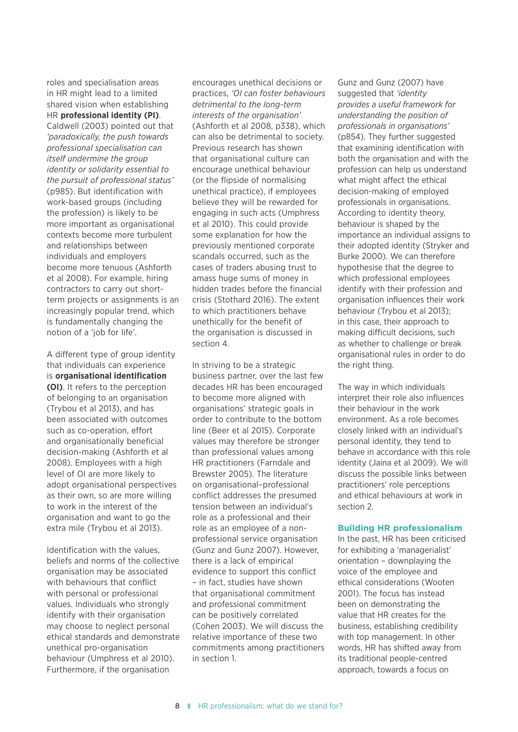roles and specialisation areas in HR might lead to a limited shared vision when establishing HR **professional identity (PI)**. Caldwell (2003) pointed out that *'paradoxically, the push towards professional specialisation can itself undermine the group identity or solidarity essential to the pursuit of professional status'* (p985). But identification with work-based groups (including the profession) is likely to be more important as organisational contexts become more turbulent and relationships between individuals and employers become more tenuous (Ashforth et al 2008). For example, hiring contractors to carry out short-term projects or assignments is an increasingly popular trend, which is fundamentally changing the notion of a 'job for life'.

A different type of group identity that individuals can experience is **organisational identification (OI)**. It refers to the perception of belonging to an organisation (Trybou et al 2013), and has been associated with outcomes such as co-operation, effort and organisationally beneficial decision-making (Ashforth et al 2008). Employees with a high level of OI are more likely to adopt organisational perspectives as their own, so are more willing to work in the interest of the organisation and want to go the extra mile (Trybou et al 2013).

Identification with the values, beliefs and norms of the collective organisation may be associated with behaviours that conflict with personal or professional values. Individuals who strongly identify with their organisation may choose to neglect personal ethical standards and demonstrate unethical pro-organisation behaviour (Umphress et al 2010). Furthermore, if the organisation encourages unethical decisions or practices, *'OI can foster behaviours detrimental to the long-term interests of the organisation'* (Ashforth et al 2008, p338), which can also be detrimental to society. Previous research has shown that organisational culture can encourage unethical behaviour (or the flipside of normalising unethical practice), if employees believe they will be rewarded for engaging in such acts (Umphress et al 2010). This could provide some explanation for how the previously mentioned corporate scandals occurred, such as the cases of traders abusing trust to amass huge sums of money in hidden trades before the financial crisis (Stothard 2016). The extent to which practitioners behave unethically for the benefit of the organisation is discussed in section 4.

In striving to be a strategic business partner, over the last few decades HR has been encouraged to become more aligned with organisations' strategic goals in order to contribute to the bottom line (Beer et al 2015). Corporate values may therefore be stronger than professional values among HR practitioners (Farndale and Brewster 2005). The literature on organisational–professional conflict addresses the presumed tension between an individual's role as a professional and their role as an employee of a non-professional service organisation (Gunz and Gunz 2007). However, there is a lack of empirical evidence to support this conflict – in fact, studies have shown that organisational commitment and professional commitment can be positively correlated (Cohen 2003). We will discuss the relative importance of these two commitments among practitioners in section 1.

Gunz and Gunz (2007) have suggested that *'identity provides a useful framework for understanding the position of professionals in organisations'* (p854). They further suggested that examining identification with both the organisation and with the profession can help us understand what might affect the ethical decision-making of employed professionals in organisations. According to identity theory, behaviour is shaped by the importance an individual assigns to their adopted identity (Stryker and Burke 2000). We can therefore hypothesise that the degree to which professional employees identify with their profession and organisation influences their work behaviour (Trybou et al 2013); in this case, their approach to making difficult decisions, such as whether to challenge or break organisational rules in order to do the right thing.

The way in which individuals interpret their role also influences their behaviour in the work environment. As a role becomes closely linked with an individual's personal identity, they tend to behave in accordance with this role identity (Jaina et al 2009). We will discuss the possible links between practitioners' role perceptions and ethical behaviours at work in section 2.

### Building HR professionalism

In the past, HR has been criticised for exhibiting a 'managerialist' orientation – downplaying the voice of the employee and ethical considerations (Wooten 2001). The focus has instead been on demonstrating the value that HR creates for the business, establishing credibility with top management. In other words, HR has shifted away from its traditional people-centred approach, towards a focus on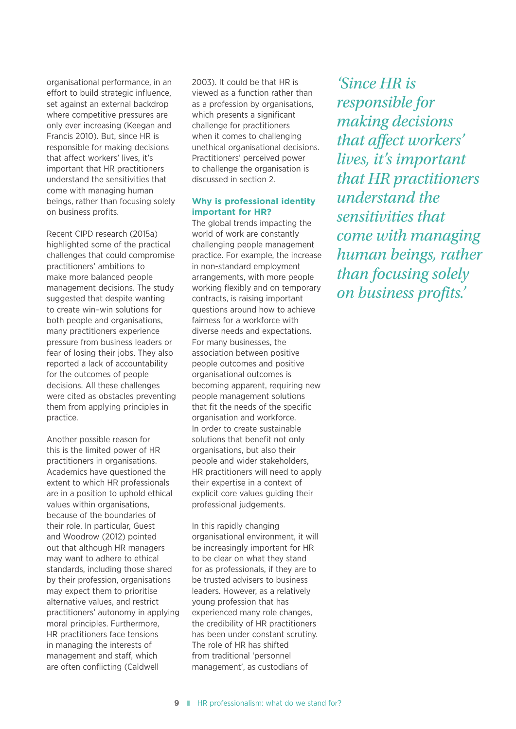organisational performance, in an effort to build strategic influence, set against an external backdrop where competitive pressures are only ever increasing (Keegan and Francis 2010). But, since HR is responsible for making decisions that affect workers' lives, it's important that HR practitioners understand the sensitivities that come with managing human beings, rather than focusing solely on business profits.

Recent CIPD research (2015a) highlighted some of the practical challenges that could compromise practitioners' ambitions to make more balanced people management decisions. The study suggested that despite wanting to create win–win solutions for both people and organisations, many practitioners experience pressure from business leaders or fear of losing their jobs. They also reported a lack of accountability for the outcomes of people decisions. All these challenges were cited as obstacles preventing them from applying principles in practice.

Another possible reason for this is the limited power of HR practitioners in organisations. Academics have questioned the extent to which HR professionals are in a position to uphold ethical values within organisations, because of the boundaries of their role. In particular, Guest and Woodrow (2012) pointed out that although HR managers may want to adhere to ethical standards, including those shared by their profession, organisations may expect them to prioritise alternative values, and restrict practitioners' autonomy in applying moral principles. Furthermore, HR practitioners face tensions in managing the interests of management and staff, which are often conflicting (Caldwell 2003). It could be that HR is viewed as a function rather than as a profession by organisations, which presents a significant challenge for practitioners when it comes to challenging unethical organisational decisions. Practitioners' perceived power to challenge the organisation is discussed in section 2.

### Why is professional identity important for HR?

The global trends impacting the world of work are constantly challenging people management practice. For example, the increase in non-standard employment arrangements, with more people working flexibly and on temporary contracts, is raising important questions around how to achieve fairness for a workforce with diverse needs and expectations. For many businesses, the association between positive people outcomes and positive organisational outcomes is becoming apparent, requiring new people management solutions that fit the needs of the specific organisation and workforce. In order to create sustainable solutions that benefit not only organisations, but also their people and wider stakeholders, HR practitioners will need to apply their expertise in a context of explicit core values guiding their professional judgements.

In this rapidly changing organisational environment, it will be increasingly important for HR to be clear on what they stand for as professionals, if they are to be trusted advisers to business leaders. However, as a relatively young profession that has experienced many role changes, the credibility of HR practitioners has been under constant scrutiny. The role of HR has shifted from traditional 'personnel management', as custodians of

*'Since HR is responsible for making decisions that affect workers' lives, it's important that HR practitioners understand the sensitivities that come with managing human beings, rather than focusing solely on business profits.'*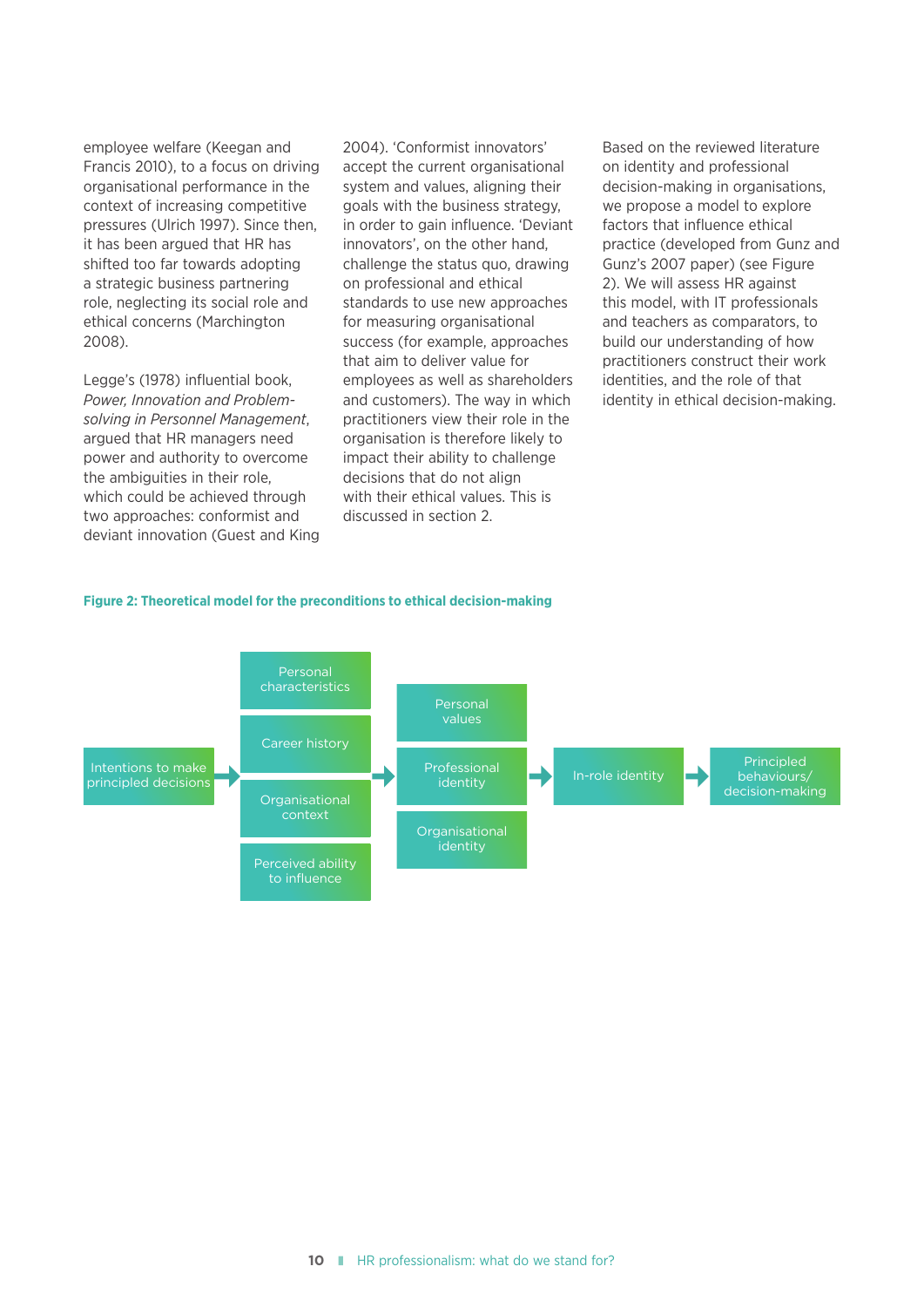employee welfare (Keegan and Francis 2010), to a focus on driving organisational performance in the context of increasing competitive pressures (Ulrich 1997). Since then, it has been argued that HR has shifted too far towards adopting a strategic business partnering role, neglecting its social role and ethical concerns (Marchington 2008).

Legge's (1978) influential book, *Power, Innovation and Problem-solving in Personnel Management*, argued that HR managers need power and authority to overcome the ambiguities in their role, which could be achieved through two approaches: conformist and deviant innovation (Guest and King 2004). 'Conformist innovators' accept the current organisational system and values, aligning their goals with the business strategy, in order to gain influence. 'Deviant innovators', on the other hand, challenge the status quo, drawing on professional and ethical standards to use new approaches for measuring organisational success (for example, approaches that aim to deliver value for employees as well as shareholders and customers). The way in which practitioners view their role in the organisation is therefore likely to impact their ability to challenge decisions that do not align with their ethical values. This is discussed in section 2.

Based on the reviewed literature on identity and professional decision-making in organisations, we propose a model to explore factors that influence ethical practice (developed from Gunz and Gunz's 2007 paper) (see Figure 2). We will assess HR against this model, with IT professionals and teachers as comparators, to build our understanding of how practitioners construct their work identities, and the role of that identity in ethical decision-making.

**Figure 2: Theoretical model for the preconditions to ethical decision-making**

Intentions to make principled decisions

Personal characteristics

Career history

Organisational context

Perceived ability to influence

Personal values

Professional identity

Organisational identity

In-role identity

Principled behaviours/ decision-making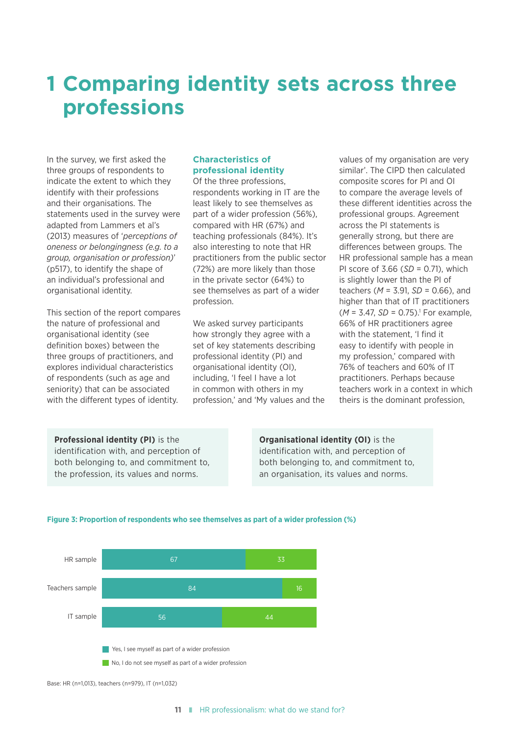# 1 Comparing identity sets across three professions

In the survey, we first asked the three groups of respondents to indicate the extent to which they identify with their professions and their organisations. The statements used in the survey were adapted from Lammers et al's (2013) measures of '*perceptions of oneness or belongingness (e.g. to a group, organisation or profession)*' (p517), to identify the shape of an individual's professional and organisational identity.

This section of the report compares the nature of professional and organisational identity (see definition boxes) between the three groups of practitioners, and explores individual characteristics of respondents (such as age and seniority) that can be associated with the different types of identity.

### Characteristics of professional identity

Of the three professions, respondents working in IT are the least likely to see themselves as part of a wider profession (56%), compared with HR (67%) and teaching professionals (84%). It's also interesting to note that HR practitioners from the public sector (72%) are more likely than those in the private sector (64%) to see themselves as part of a wider profession.

We asked survey participants how strongly they agree with a set of key statements describing professional identity (PI) and organisational identity (OI), including, 'I feel I have a lot in common with others in my profession,' and 'My values and the values of my organisation are very similar'. The CIPD then calculated composite scores for PI and OI to compare the average levels of these different identities across the professional groups. Agreement across the PI statements is generally strong, but there are differences between groups. The HR professional sample has a mean PI score of 3.66 (*SD* = 0.71), which is slightly lower than the PI of teachers (*M* = 3.91, *SD* = 0.66), and higher than that of IT practitioners (*M* = 3.47, *SD* = 0.75).[1] For example, 66% of HR practitioners agree with the statement, 'I find it easy to identify with people in my profession,' compared with 76% of teachers and 60% of IT practitioners. Perhaps because teachers work in a context in which theirs is the dominant profession,

**Professional identity (PI)** is the identification with, and perception of both belonging to, and commitment to, the profession, its values and norms.

**Organisational identity (OI)** is the identification with, and perception of both belonging to, and commitment to, an organisation, its values and norms.

**Figure 3: Proportion of respondents who see themselves as part of a wider profession (%)**

HR sample
67
33

Teachers sample
84
16

IT sample
56
44

Yes, I see myself as part of a wider profession

No, I do not see myself as part of a wider profession

Base: HR (n=1,013), teachers (n=979), IT (n=1,032)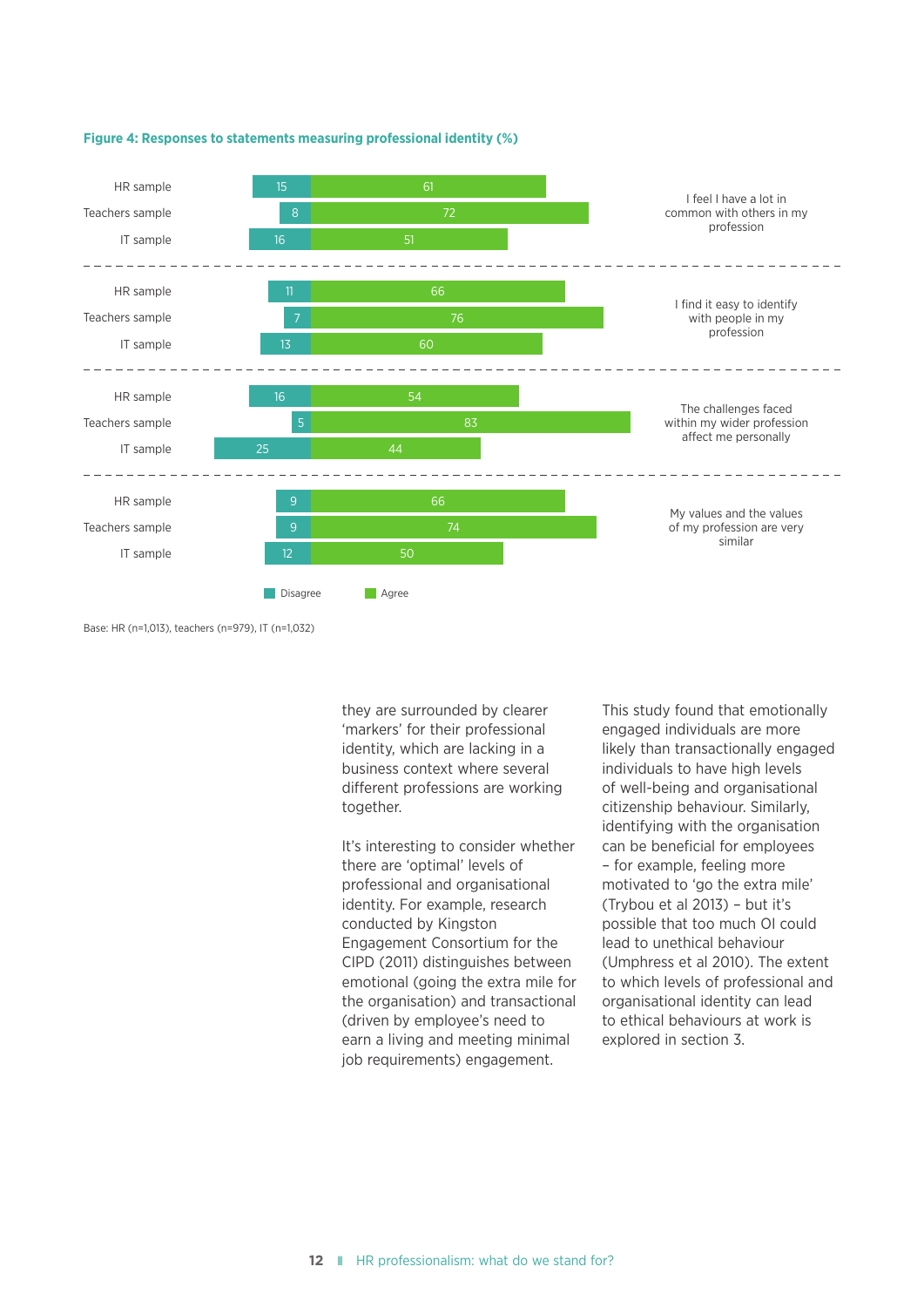**Figure 4: Responses to statements measuring professional identity (%)**

| Statement | Sample | Disagree | Agree |
|---|---|---|---|
| I feel I have a lot in common with others in my profession | HR sample | 15 | 61 |
| | Teachers sample | 8 | 72 |
| | IT sample | 16 | 51 |
| I find it easy to identify with people in my profession | HR sample | 11 | 66 |
| | Teachers sample | 7 | 76 |
| | IT sample | 13 | 60 |
| The challenges faced within my wider profession affect me personally | HR sample | 16 | 54 |
| | Teachers sample | 5 | 83 |
| | IT sample | 25 | 44 |
| My values and the values of my profession are very similar | HR sample | 9 | 66 |
| | Teachers sample | 9 | 74 |
| | IT sample | 12 | 50 |

Base: HR (n=1,013), teachers (n=979), IT (n=1,032)

they are surrounded by clearer 'markers' for their professional identity, which are lacking in a business context where several different professions are working together.

It's interesting to consider whether there are 'optimal' levels of professional and organisational identity. For example, research conducted by Kingston Engagement Consortium for the CIPD (2011) distinguishes between emotional (going the extra mile for the organisation) and transactional (driven by employee's need to earn a living and meeting minimal job requirements) engagement.

This study found that emotionally engaged individuals are more likely than transactionally engaged individuals to have high levels of well-being and organisational citizenship behaviour. Similarly, identifying with the organisation can be beneficial for employees – for example, feeling more motivated to 'go the extra mile' (Trybou et al 2013) – but it's possible that too much OI could lead to unethical behaviour (Umphress et al 2010). The extent to which levels of professional and organisational identity can lead to ethical behaviours at work is explored in section 3.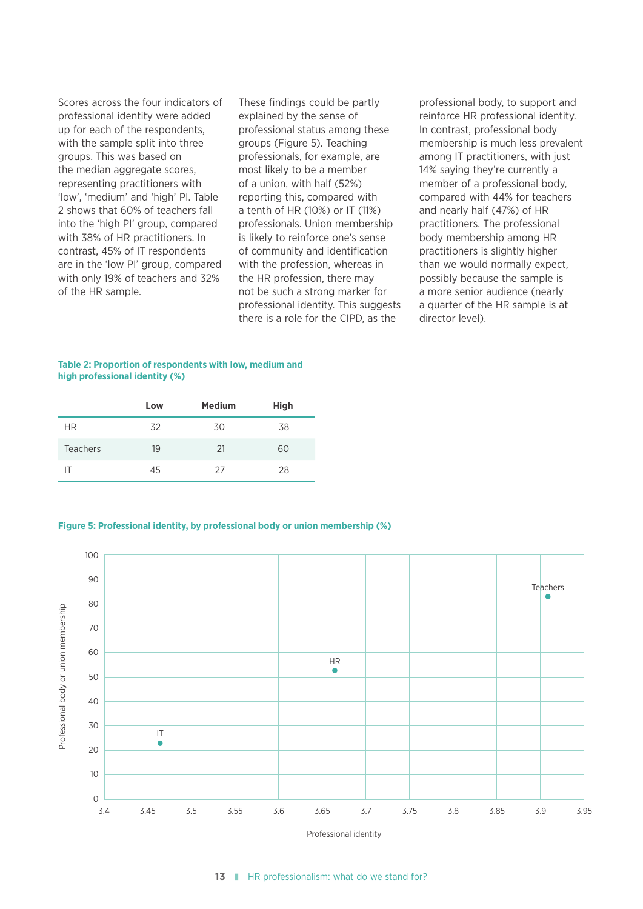Scores across the four indicators of professional identity were added up for each of the respondents, with the sample split into three groups. This was based on the median aggregate scores, representing practitioners with 'low', 'medium' and 'high' PI. Table 2 shows that 60% of teachers fall into the 'high PI' group, compared with 38% of HR practitioners. In contrast, 45% of IT respondents are in the 'low PI' group, compared with only 19% of teachers and 32% of the HR sample.

These findings could be partly explained by the sense of professional status among these groups (Figure 5). Teaching professionals, for example, are most likely to be a member of a union, with half (52%) reporting this, compared with a tenth of HR (10%) or IT (11%) professionals. Union membership is likely to reinforce one's sense of community and identification with the profession, whereas in the HR profession, there may not be such a strong marker for professional identity. This suggests there is a role for the CIPD, as the professional body, to support and reinforce HR professional identity. In contrast, professional body membership is much less prevalent among IT practitioners, with just 14% saying they're currently a member of a professional body, compared with 44% for teachers and nearly half (47%) of HR practitioners. The professional body membership among HR practitioners is slightly higher than we would normally expect, possibly because the sample is a more senior audience (nearly a quarter of the HR sample is at director level).

**Table 2: Proportion of respondents with low, medium and high professional identity (%)**

| | Low | Medium | High |
|---|---|---|---|
| HR | 32 | 30 | 38 |
| Teachers | 19 | 21 | 60 |
| IT | 45 | 27 | 28 |

**Figure 5: Professional identity, by professional body or union membership (%)**

Professional body or union membership

100
90
80
70
60
50
40
30
20
10
0

Teachers
HR
IT

3.4 3.45 3.5 3.55 3.6 3.65 3.7 3.75 3.8 3.85 3.9 3.95

Professional identity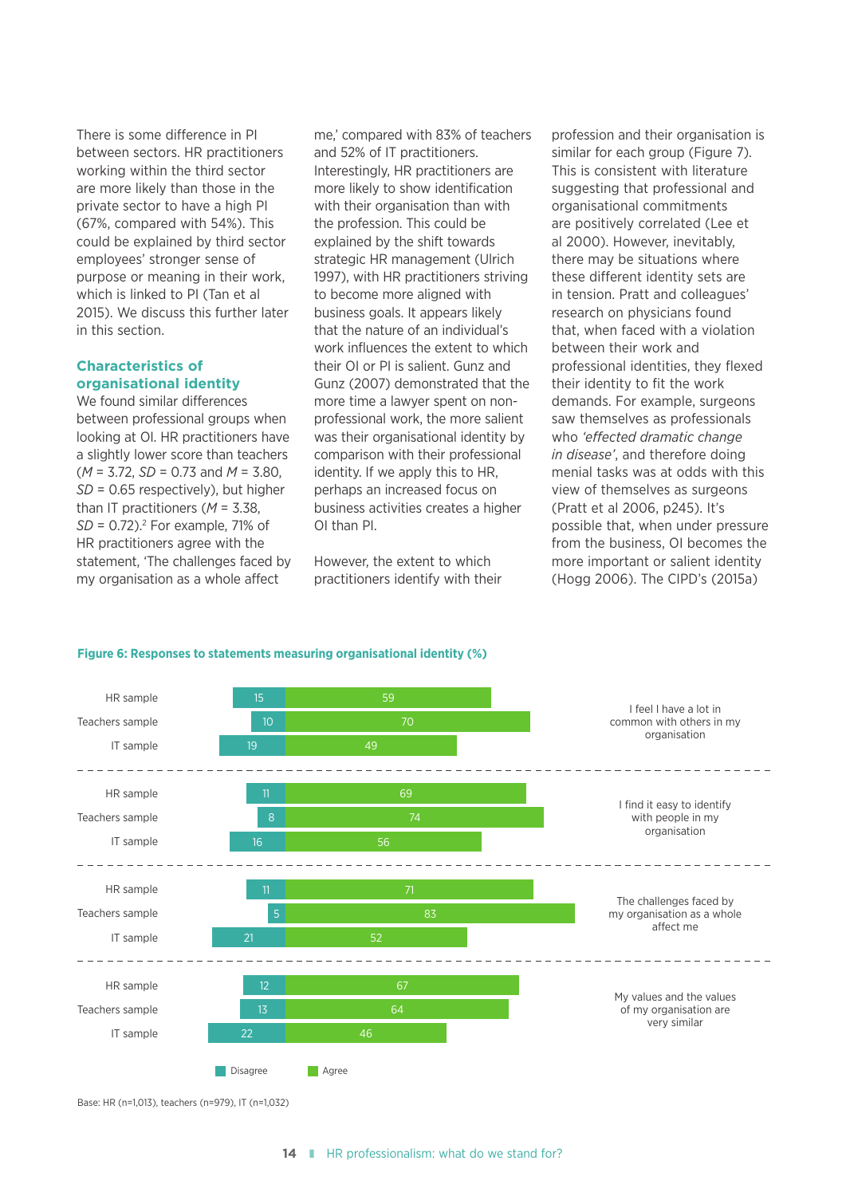There is some difference in PI between sectors. HR practitioners working within the third sector are more likely than those in the private sector to have a high PI (67%, compared with 54%). This could be explained by third sector employees' stronger sense of purpose or meaning in their work, which is linked to PI (Tan et al 2015). We discuss this further later in this section.

### Characteristics of organisational identity

We found similar differences between professional groups when looking at OI. HR practitioners have a slightly lower score than teachers (*M* = 3.72, *SD* = 0.73 and *M* = 3.80, *SD* = 0.65 respectively), but higher than IT practitioners (*M* = 3.38, *SD* = 0.72).[2] For example, 71% of HR practitioners agree with the statement, 'The challenges faced by my organisation as a whole affect me,' compared with 83% of teachers and 52% of IT practitioners. Interestingly, HR practitioners are more likely to show identification with their organisation than with the profession. This could be explained by the shift towards strategic HR management (Ulrich 1997), with HR practitioners striving to become more aligned with business goals. It appears likely that the nature of an individual's work influences the extent to which their OI or PI is salient. Gunz and Gunz (2007) demonstrated that the more time a lawyer spent on non-professional work, the more salient was their organisational identity by comparison with their professional identity. If we apply this to HR, perhaps an increased focus on business activities creates a higher OI than PI.

However, the extent to which practitioners identify with their profession and their organisation is similar for each group (Figure 7). This is consistent with literature suggesting that professional and organisational commitments are positively correlated (Lee et al 2000). However, inevitably, there may be situations where these different identity sets are in tension. Pratt and colleagues' research on physicians found that, when faced with a violation between their work and professional identities, they flexed their identity to fit the work demands. For example, surgeons saw themselves as professionals who *'effected dramatic change in disease'*, and therefore doing menial tasks was at odds with this view of themselves as surgeons (Pratt et al 2006, p245). It's possible that, when under pressure from the business, OI becomes the more important or salient identity (Hogg 2006). The CIPD's (2015a)

**Figure 6: Responses to statements measuring organisational identity (%)**

I feel I have a lot in common with others in my organisation
HR sample 15 59
Teachers sample 10 70
IT sample 19 49

I find it easy to identify with people in my organisation
HR sample 11 69
Teachers sample 8 74
IT sample 16 56

The challenges faced by my organisation as a whole affect me
HR sample 11 71
Teachers sample 5 83
IT sample 21 52

My values and the values of my organisation are very similar
HR sample 12 67
Teachers sample 13 64
IT sample 22 46

Disagree
Agree

Base: HR (n=1,013), teachers (n=979), IT (n=1,032)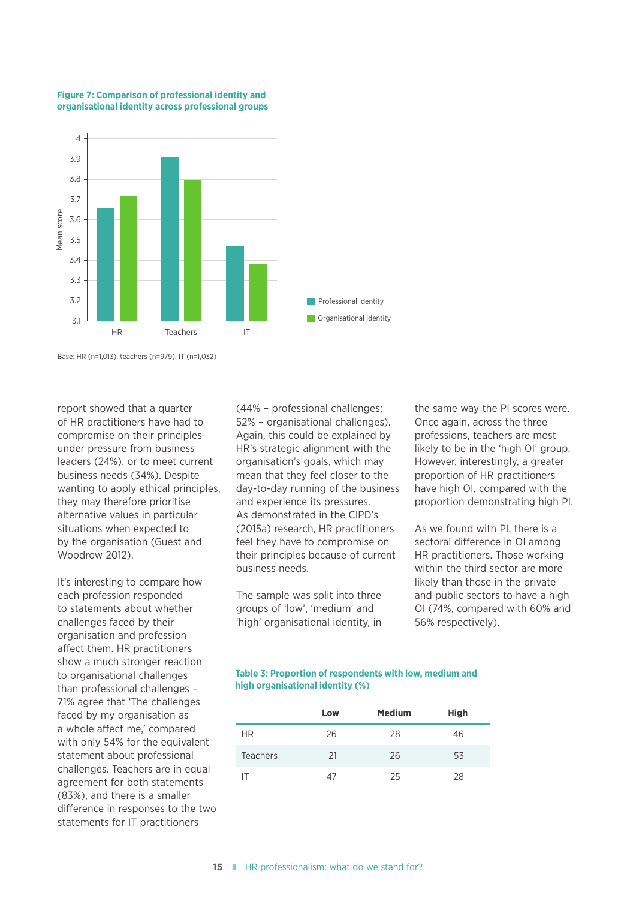**Figure 7: Comparison of professional identity and organisational identity across professional groups**

Mean score

4
3.9
3.8
3.7
3.6
3.5
3.4
3.3
3.2
3.1

HR
Teachers
IT

Professional identity
Organisational identity

Base: HR (n=1,013), teachers (n=979), IT (n=1,032)

report showed that a quarter of HR practitioners have had to compromise on their principles under pressure from business leaders (24%), or to meet current business needs (34%). Despite wanting to apply ethical principles, they may therefore prioritise alternative values in particular situations when expected to by the organisation (Guest and Woodrow 2012).

It's interesting to compare how each profession responded to statements about whether challenges faced by their organisation and profession affect them. HR practitioners show a much stronger reaction to organisational challenges than professional challenges – 71% agree that 'The challenges faced by my organisation as a whole affect me,' compared with only 54% for the equivalent statement about professional challenges. Teachers are in equal agreement for both statements (83%), and there is a smaller difference in responses to the two statements for IT practitioners (44% – professional challenges; 52% – organisational challenges). Again, this could be explained by HR's strategic alignment with the organisation's goals, which may mean that they feel closer to the day-to-day running of the business and experience its pressures. As demonstrated in the CIPD's (2015a) research, HR practitioners feel they have to compromise on their principles because of current business needs.

The sample was split into three groups of 'low', 'medium' and 'high' organisational identity, in the same way the PI scores were. Once again, across the three professions, teachers are most likely to be in the 'high OI' group. However, interestingly, a greater proportion of HR practitioners have high OI, compared with the proportion demonstrating high PI.

As we found with PI, there is a sectoral difference in OI among HR practitioners. Those working within the third sector are more likely than those in the private and public sectors to have a high OI (74%, compared with 60% and 56% respectively).

**Table 3: Proportion of respondents with low, medium and high organisational identity (%)**

| | Low | Medium | High |
|---|---|---|---|
| HR | 26 | 28 | 46 |
| Teachers | 21 | 26 | 53 |
| IT | 47 | 25 | 28 |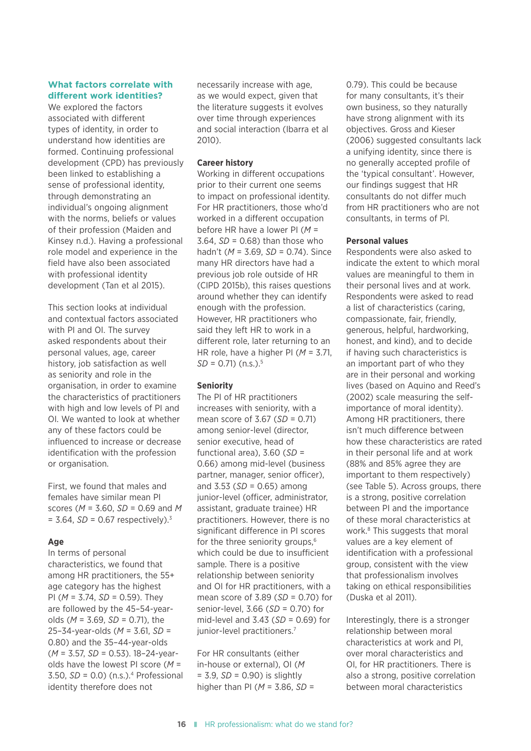## What factors correlate with different work identities?

We explored the factors associated with different types of identity, in order to understand how identities are formed. Continuing professional development (CPD) has previously been linked to establishing a sense of professional identity, through demonstrating an individual's ongoing alignment with the norms, beliefs or values of their profession (Maiden and Kinsey n.d.). Having a professional role model and experience in the field have also been associated with professional identity development (Tan et al 2015).

This section looks at individual and contextual factors associated with PI and OI. The survey asked respondents about their personal values, age, career history, job satisfaction as well as seniority and role in the organisation, in order to examine the characteristics of practitioners with high and low levels of PI and OI. We wanted to look at whether any of these factors could be influenced to increase or decrease identification with the profession or organisation.

First, we found that males and females have similar mean PI scores ($M$ = 3.60, $SD$ = 0.69 and $M$ = 3.64, $SD$ = 0.67 respectively).[3]

**Age**

In terms of personal characteristics, we found that among HR practitioners, the 55+ age category has the highest PI ($M$ = 3.74, $SD$ = 0.59). They are followed by the 45–54-year-olds ($M$ = 3.69, $SD$ = 0.71), the 25–34-year-olds ($M$ = 3.61, $SD$ = 0.80) and the 35–44-year-olds ($M$ = 3.57, $SD$ = 0.53). 18–24-year-olds have the lowest PI score ($M$ = 3.50, $SD$ = 0.0) (n.s.).[4] Professional identity therefore does not necessarily increase with age, as we would expect, given that the literature suggests it evolves over time through experiences and social interaction (Ibarra et al 2010).

**Career history**

Working in different occupations prior to their current one seems to impact on professional identity. For HR practitioners, those who'd worked in a different occupation before HR have a lower PI ($M$ = 3.64, $SD$ = 0.68) than those who hadn't ($M$ = 3.69, $SD$ = 0.74). Since many HR directors have had a previous job role outside of HR (CIPD 2015b), this raises questions around whether they can identify enough with the profession. However, HR practitioners who said they left HR to work in a different role, later returning to an HR role, have a higher PI ($M$ = 3.71, $SD$ = 0.71) (n.s.).[5]

**Seniority**

The PI of HR practitioners increases with seniority, with a mean score of 3.67 ($SD$ = 0.71) among senior-level (director, senior executive, head of functional area), 3.60 ($SD$ = 0.66) among mid-level (business partner, manager, senior officer), and 3.53 ($SD$ = 0.65) among junior-level (officer, administrator, assistant, graduate trainee) HR practitioners. However, there is no significant difference in PI scores for the three seniority groups,[6] which could be due to insufficient sample. There is a positive relationship between seniority and OI for HR practitioners, with a mean score of 3.89 ($SD$ = 0.70) for senior-level, 3.66 ($SD$ = 0.70) for mid-level and 3.43 ($SD$ = 0.69) for junior-level practitioners.[7]

For HR consultants (either in-house or external), OI ($M$ = 3.9, $SD$ = 0.90) is slightly higher than PI ($M$ = 3.86, $SD$ = 0.79). This could be because for many consultants, it's their own business, so they naturally have strong alignment with its objectives. Gross and Kieser (2006) suggested consultants lack a unifying identity, since there is no generally accepted profile of the 'typical consultant'. However, our findings suggest that HR consultants do not differ much from HR practitioners who are not consultants, in terms of PI.

**Personal values**

Respondents were also asked to indicate the extent to which moral values are meaningful to them in their personal lives and at work. Respondents were asked to read a list of characteristics (caring, compassionate, fair, friendly, generous, helpful, hardworking, honest, and kind), and to decide if having such characteristics is an important part of who they are in their personal and working lives (based on Aquino and Reed's (2002) scale measuring the self-importance of moral identity). Among HR practitioners, there isn't much difference between how these characteristics are rated in their personal life and at work (88% and 85% agree they are important to them respectively) (see Table 5). Across groups, there is a strong, positive correlation between PI and the importance of these moral characteristics at work.[8] This suggests that moral values are a key element of identification with a professional group, consistent with the view that professionalism involves taking on ethical responsibilities (Duska et al 2011).

Interestingly, there is a stronger relationship between moral characteristics at work and PI, over moral characteristics and OI, for HR practitioners. There is also a strong, positive correlation between moral characteristics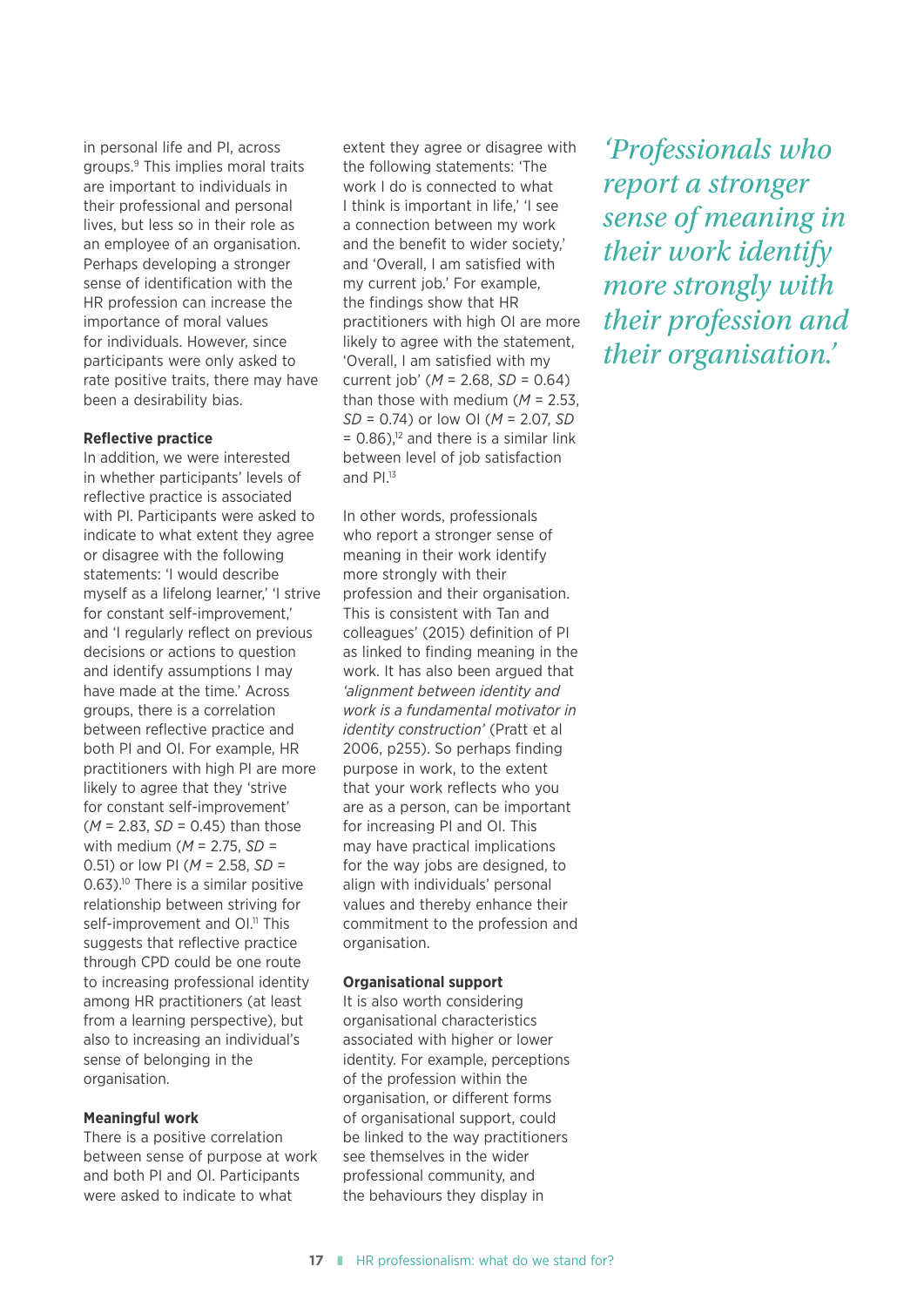in personal life and PI, across groups.[9] This implies moral traits are important to individuals in their professional and personal lives, but less so in their role as an employee of an organisation. Perhaps developing a stronger sense of identification with the HR profession can increase the importance of moral values for individuals. However, since participants were only asked to rate positive traits, there may have been a desirability bias.

**Reflective practice**

In addition, we were interested in whether participants' levels of reflective practice is associated with PI. Participants were asked to indicate to what extent they agree or disagree with the following statements: 'I would describe myself as a lifelong learner,' 'I strive for constant self-improvement,' and 'I regularly reflect on previous decisions or actions to question and identify assumptions I may have made at the time.' Across groups, there is a correlation between reflective practice and both PI and OI. For example, HR practitioners with high PI are more likely to agree that they 'strive for constant self-improvement' ($M$ = 2.83, $SD$ = 0.45) than those with medium ($M$ = 2.75, $SD$ = 0.51) or low PI ($M$ = 2.58, $SD$ = 0.63).[10] There is a similar positive relationship between striving for self-improvement and OI.[11] This suggests that reflective practice through CPD could be one route to increasing professional identity among HR practitioners (at least from a learning perspective), but also to increasing an individual's sense of belonging in the organisation.

**Meaningful work**

There is a positive correlation between sense of purpose at work and both PI and OI. Participants were asked to indicate to what extent they agree or disagree with the following statements: 'The work I do is connected to what I think is important in life,' 'I see a connection between my work and the benefit to wider society,' and 'Overall, I am satisfied with my current job.' For example, the findings show that HR practitioners with high OI are more likely to agree with the statement, 'Overall, I am satisfied with my current job' ($M$ = 2.68, $SD$ = 0.64) than those with medium ($M$ = 2.53, $SD$ = 0.74) or low OI ($M$ = 2.07, $SD$ = 0.86),[12] and there is a similar link between level of job satisfaction and PI.[13]

In other words, professionals who report a stronger sense of meaning in their work identify more strongly with their profession and their organisation. This is consistent with Tan and colleagues' (2015) definition of PI as linked to finding meaning in the work. It has also been argued that *'alignment between identity and work is a fundamental motivator in identity construction'* (Pratt et al 2006, p255). So perhaps finding purpose in work, to the extent that your work reflects who you are as a person, can be important for increasing PI and OI. This may have practical implications for the way jobs are designed, to align with individuals' personal values and thereby enhance their commitment to the profession and organisation.

*'Professionals who report a stronger sense of meaning in their work identify more strongly with their profession and their organisation.'*

**Organisational support**

It is also worth considering organisational characteristics associated with higher or lower identity. For example, perceptions of the profession within the organisation, or different forms of organisational support, could be linked to the way practitioners see themselves in the wider professional community, and the behaviours they display in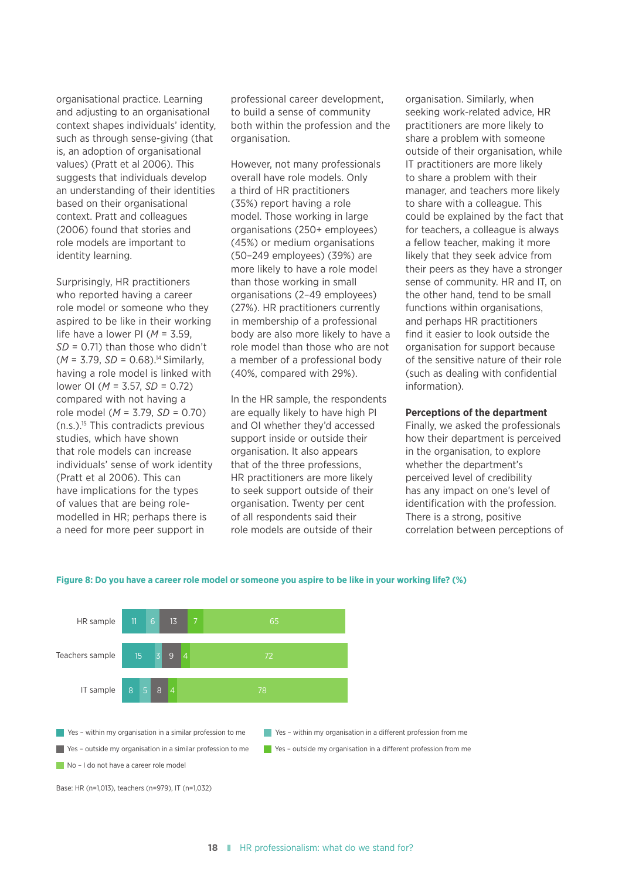organisational practice. Learning and adjusting to an organisational context shapes individuals' identity, such as through sense-giving (that is, an adoption of organisational values) (Pratt et al 2006). This suggests that individuals develop an understanding of their identities based on their organisational context. Pratt and colleagues (2006) found that stories and role models are important to identity learning.

Surprisingly, HR practitioners who reported having a career role model or someone who they aspired to be like in their working life have a lower PI ($M$ = 3.59, $SD$ = 0.71) than those who didn't ($M$ = 3.79, $SD$ = 0.68).[14] Similarly, having a role model is linked with lower OI ($M$ = 3.57, $SD$ = 0.72) compared with not having a role model ($M$ = 3.79, $SD$ = 0.70) (n.s.).[15] This contradicts previous studies, which have shown that role models can increase individuals' sense of work identity (Pratt et al 2006). This can have implications for the types of values that are being role-modelled in HR; perhaps there is a need for more peer support in professional career development, to build a sense of community both within the profession and the organisation.

However, not many professionals overall have role models. Only a third of HR practitioners (35%) report having a role model. Those working in large organisations (250+ employees) (45%) or medium organisations (50–249 employees) (39%) are more likely to have a role model than those working in small organisations (2–49 employees) (27%). HR practitioners currently in membership of a professional body are also more likely to have a role model than those who are not a member of a professional body (40%, compared with 29%).

In the HR sample, the respondents are equally likely to have high PI and OI whether they'd accessed support inside or outside their organisation. It also appears that of the three professions, HR practitioners are more likely to seek support outside of their organisation. Twenty per cent of all respondents said their role models are outside of their organisation. Similarly, when seeking work-related advice, HR practitioners are more likely to share a problem with someone outside of their organisation, while IT practitioners are more likely to share a problem with their manager, and teachers more likely to share with a colleague. This could be explained by the fact that for teachers, a colleague is always a fellow teacher, making it more likely that they seek advice from their peers as they have a stronger sense of community. HR and IT, on the other hand, tend to be small functions within organisations, and perhaps HR practitioners find it easier to look outside the organisation for support because of the sensitive nature of their role (such as dealing with confidential information).

**Perceptions of the department**

Finally, we asked the professionals how their department is perceived in the organisation, to explore whether the department's perceived level of credibility has any impact on one's level of identification with the profession. There is a strong, positive correlation between perceptions of

**Figure 8: Do you have a career role model or someone you aspire to be like in your working life? (%)**

HR sample: 11, 6, 13, 7, 65

Teachers sample: 15, 3, 9, 4, 72

IT sample: 8, 5, 8, 4, 78

Yes – within my organisation in a similar profession to me
Yes – within my organisation in a different profession from me
Yes – outside my organisation in a similar profession to me
Yes – outside my organisation in a different profession from me
No – I do not have a career role model

Base: HR (n=1,013), teachers (n=979), IT (n=1,032)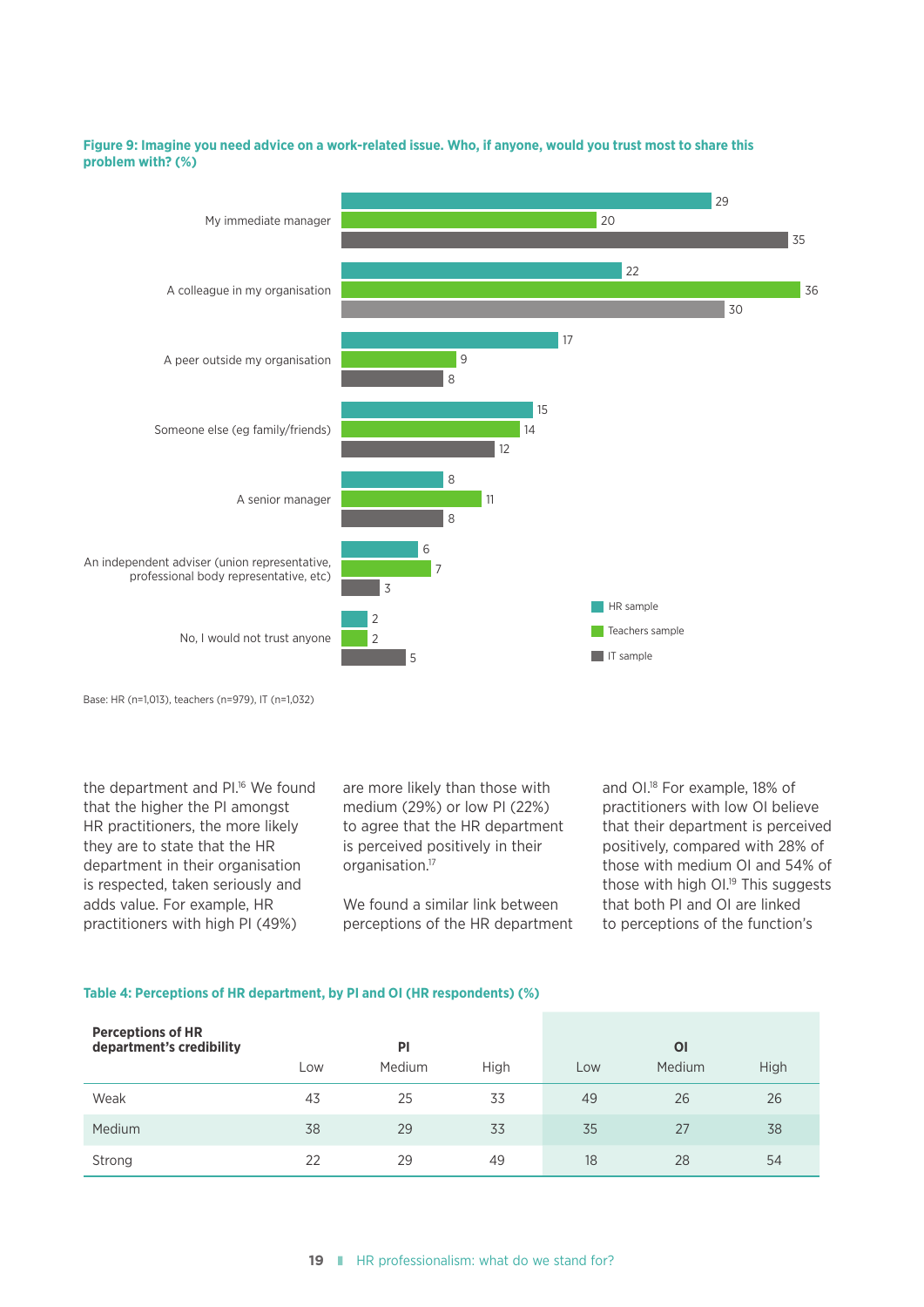**Figure 9: Imagine you need advice on a work-related issue. Who, if anyone, would you trust most to share this problem with? (%)**

My immediate manager
29
20
35

A colleague in my organisation
22
36
30

A peer outside my organisation
17
9
8

Someone else (eg family/friends)
15
14
12

A senior manager
8
11
8

An independent adviser (union representative, professional body representative, etc)
6
7
3

No, I would not trust anyone
2
2
5

HR sample
Teachers sample
IT sample

Base: HR (n=1,013), teachers (n=979), IT (n=1,032)

the department and PI.[16] We found that the higher the PI amongst HR practitioners, the more likely they are to state that the HR department in their organisation is respected, taken seriously and adds value. For example, HR practitioners with high PI (49%) are more likely than those with medium (29%) or low PI (22%) to agree that the HR department is perceived positively in their organisation.[17]

We found a similar link between perceptions of the HR department and OI.[18] For example, 18% of practitioners with low OI believe that their department is perceived positively, compared with 28% of those with medium OI and 54% of those with high OI.[19] This suggests that both PI and OI are linked to perceptions of the function's

**Table 4: Perceptions of HR department, by PI and OI (HR respondents) (%)**

| Perceptions of HR department's credibility | PI | | | OI | | |
|---|---|---|---|---|---|---|
| | Low | Medium | High | Low | Medium | High |
| Weak | 43 | 25 | 33 | 49 | 26 | 26 |
| Medium | 38 | 29 | 33 | 35 | 27 | 38 |
| Strong | 22 | 29 | 49 | 18 | 28 | 54 |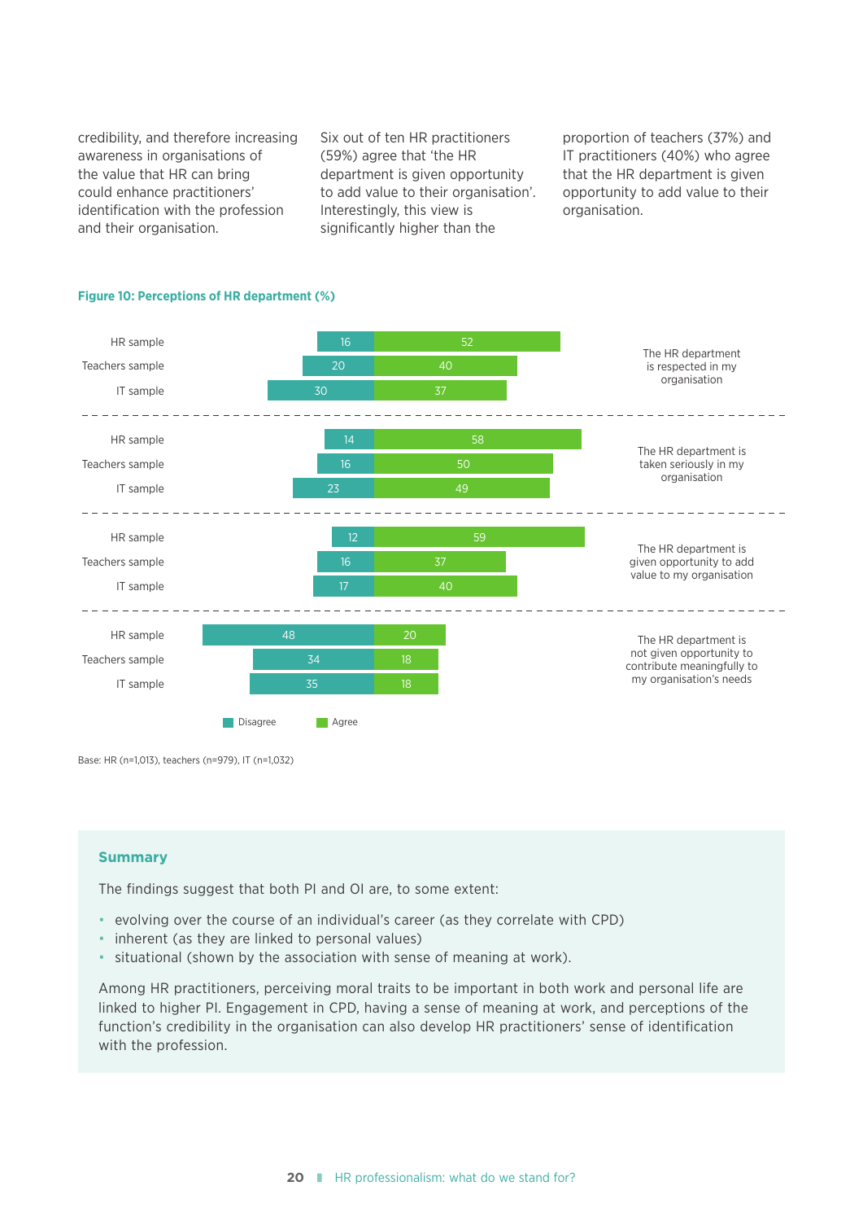credibility, and therefore increasing awareness in organisations of the value that HR can bring could enhance practitioners' identification with the profession and their organisation.

Six out of ten HR practitioners (59%) agree that 'the HR department is given opportunity to add value to their organisation'. Interestingly, this view is significantly higher than the proportion of teachers (37%) and IT practitioners (40%) who agree that the HR department is given opportunity to add value to their organisation.

**Figure 10: Perceptions of HR department (%)**

The HR department is respected in my organisation

HR sample 16 52

Teachers sample 20 40

IT sample 30 37

The HR department is taken seriously in my organisation

HR sample 14 58

Teachers sample 16 50

IT sample 23 49

The HR department is given opportunity to add value to my organisation

HR sample 12 59

Teachers sample 16 37

IT sample 17 40

The HR department is not given opportunity to contribute meaningfully to my organisation's needs

HR sample 48 20

Teachers sample 34 18

IT sample 35 18

Disagree Agree

Base: HR (n=1,013), teachers (n=979), IT (n=1,032)

## Summary

The findings suggest that both PI and OI are, to some extent:

- evolving over the course of an individual's career (as they correlate with CPD)
- inherent (as they are linked to personal values)
- situational (shown by the association with sense of meaning at work).

Among HR practitioners, perceiving moral traits to be important in both work and personal life are linked to higher PI. Engagement in CPD, having a sense of meaning at work, and perceptions of the function's credibility in the organisation can also develop HR practitioners' sense of identification with the profession.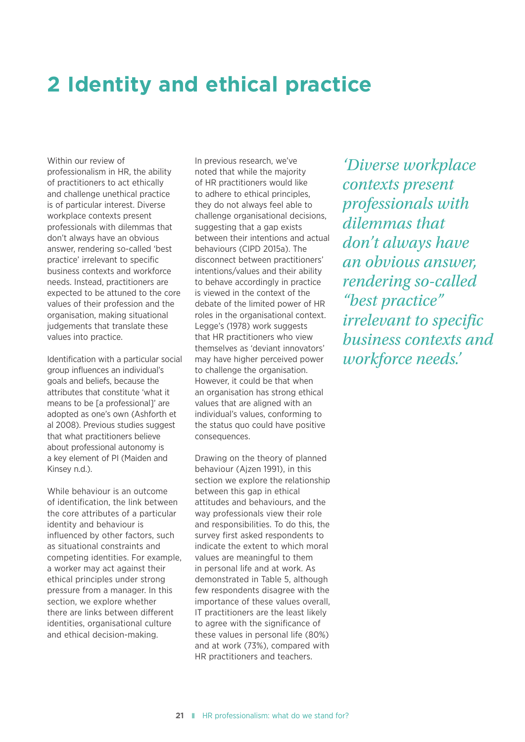# 2 Identity and ethical practice

Within our review of professionalism in HR, the ability of practitioners to act ethically and challenge unethical practice is of particular interest. Diverse workplace contexts present professionals with dilemmas that don't always have an obvious answer, rendering so-called 'best practice' irrelevant to specific business contexts and workforce needs. Instead, practitioners are expected to be attuned to the core values of their profession and the organisation, making situational judgements that translate these values into practice.

Identification with a particular social group influences an individual's goals and beliefs, because the attributes that constitute 'what it means to be [a professional]' are adopted as one's own (Ashforth et al 2008). Previous studies suggest that what practitioners believe about professional autonomy is a key element of PI (Maiden and Kinsey n.d.).

While behaviour is an outcome of identification, the link between the core attributes of a particular identity and behaviour is influenced by other factors, such as situational constraints and competing identities. For example, a worker may act against their ethical principles under strong pressure from a manager. In this section, we explore whether there are links between different identities, organisational culture and ethical decision-making.

In previous research, we've noted that while the majority of HR practitioners would like to adhere to ethical principles, they do not always feel able to challenge organisational decisions, suggesting that a gap exists between their intentions and actual behaviours (CIPD 2015a). The disconnect between practitioners' intentions/values and their ability to behave accordingly in practice is viewed in the context of the debate of the limited power of HR roles in the organisational context. Legge's (1978) work suggests that HR practitioners who view themselves as 'deviant innovators' may have higher perceived power to challenge the organisation. However, it could be that when an organisation has strong ethical values that are aligned with an individual's values, conforming to the status quo could have positive consequences.

Drawing on the theory of planned behaviour (Ajzen 1991), in this section we explore the relationship between this gap in ethical attitudes and behaviours, and the way professionals view their role and responsibilities. To do this, the survey first asked respondents to indicate the extent to which moral values are meaningful to them in personal life and at work. As demonstrated in Table 5, although few respondents disagree with the importance of these values overall, IT practitioners are the least likely to agree with the significance of these values in personal life (80%) and at work (73%), compared with HR practitioners and teachers.

*'Diverse workplace contexts present professionals with dilemmas that don't always have an obvious answer, rendering so-called "best practice" irrelevant to specific business contexts and workforce needs.'*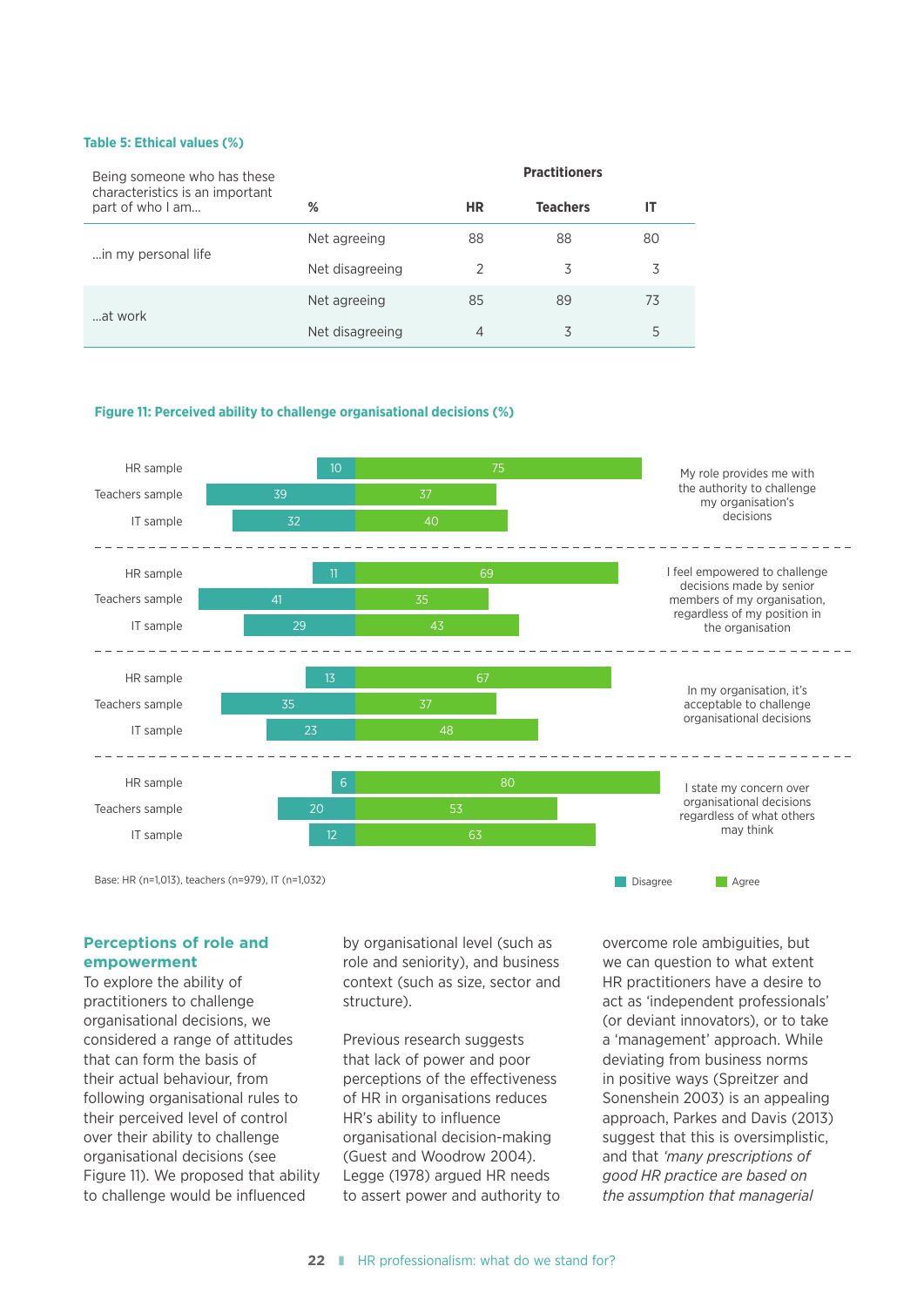**Table 5: Ethical values (%)**

| Being someone who has these characteristics is an important part of who I am… | % | Practitioners | | |
|---|---|---|---|---|
| | | HR | Teachers | IT |
| …in my personal life | Net agreeing | 88 | 88 | 80 |
| | Net disagreeing | 2 | 3 | 3 |
| …at work | Net agreeing | 85 | 89 | 73 |
| | Net disagreeing | 4 | 3 | 5 |

**Figure 11: Perceived ability to challenge organisational decisions (%)**

| Statement | Sample | Disagree | Agree |
|---|---|---|---|
| My role provides me with the authority to challenge my organisation's decisions | HR sample | 10 | 75 |
| | Teachers sample | 39 | 37 |
| | IT sample | 32 | 40 |
| I feel empowered to challenge decisions made by senior members of my organisation, regardless of my position in the organisation | HR sample | 11 | 69 |
| | Teachers sample | 41 | 35 |
| | IT sample | 29 | 43 |
| In my organisation, it's acceptable to challenge organisational decisions | HR sample | 13 | 67 |
| | Teachers sample | 35 | 37 |
| | IT sample | 23 | 48 |
| I state my concern over organisational decisions regardless of what others may think | HR sample | 6 | 80 |
| | Teachers sample | 20 | 53 |
| | IT sample | 12 | 63 |

Base: HR (n=1,013), teachers (n=979), IT (n=1,032)

## Perceptions of role and empowerment

To explore the ability of practitioners to challenge organisational decisions, we considered a range of attitudes that can form the basis of their actual behaviour, from following organisational rules to their perceived level of control over their ability to challenge organisational decisions (see Figure 11). We proposed that ability to challenge would be influenced by organisational level (such as role and seniority), and business context (such as size, sector and structure).

Previous research suggests that lack of power and poor perceptions of the effectiveness of HR in organisations reduces HR's ability to influence organisational decision-making (Guest and Woodrow 2004). Legge (1978) argued HR needs to assert power and authority to overcome role ambiguities, but we can question to what extent HR practitioners have a desire to act as 'independent professionals' (or deviant innovators), or to take a 'management' approach. While deviating from business norms in positive ways (Spreitzer and Sonenshein 2003) is an appealing approach, Parkes and Davis (2013) suggest that this is oversimplistic, and that *'many prescriptions of good HR practice are based on the assumption that managerial*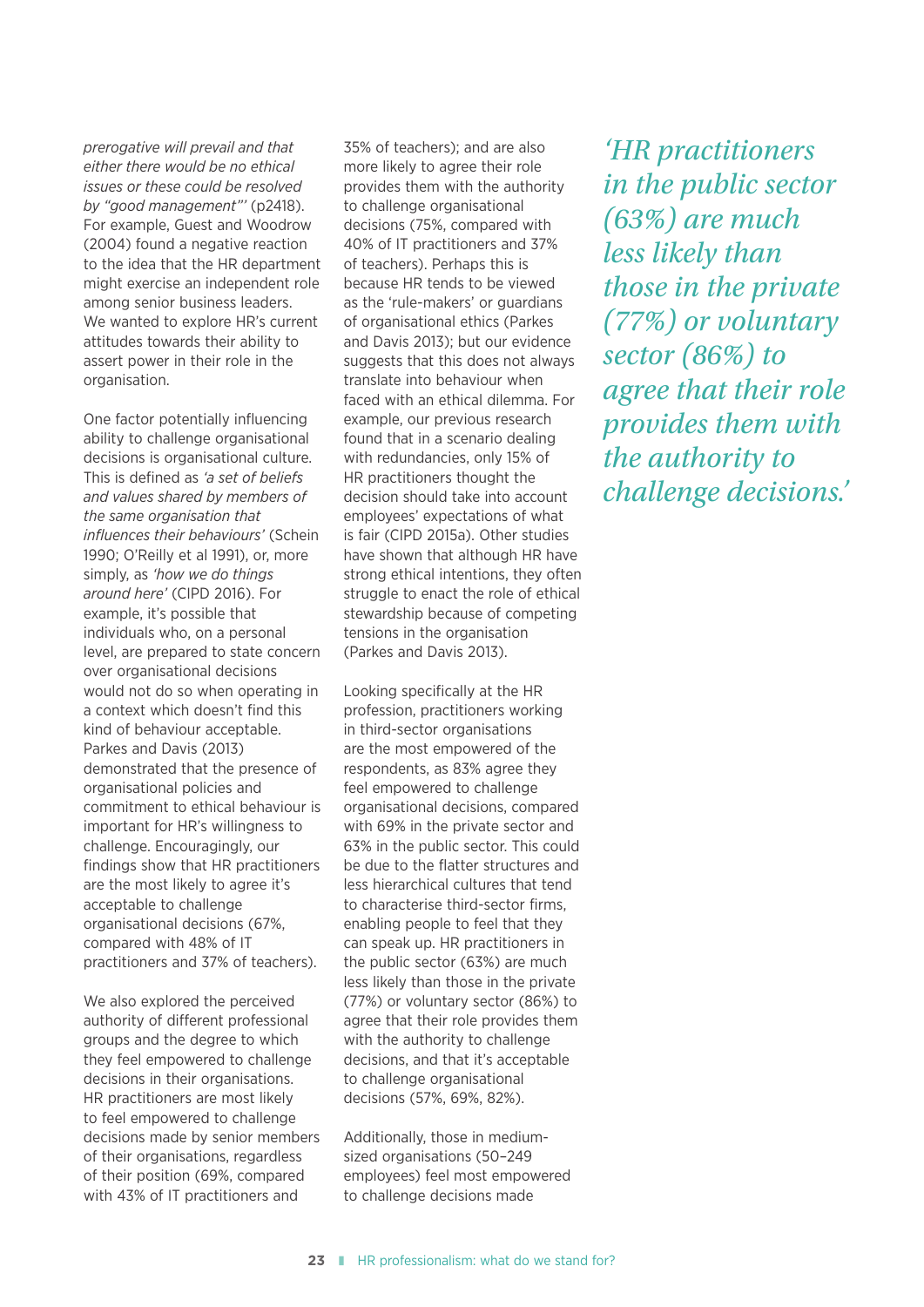*prerogative will prevail and that either there would be no ethical issues or these could be resolved by "good management"'* (p2418). For example, Guest and Woodrow (2004) found a negative reaction to the idea that the HR department might exercise an independent role among senior business leaders. We wanted to explore HR's current attitudes towards their ability to assert power in their role in the organisation.

One factor potentially influencing ability to challenge organisational decisions is organisational culture. This is defined as *'a set of beliefs and values shared by members of the same organisation that influences their behaviours'* (Schein 1990; O'Reilly et al 1991), or, more simply, as *'how we do things around here'* (CIPD 2016). For example, it's possible that individuals who, on a personal level, are prepared to state concern over organisational decisions would not do so when operating in a context which doesn't find this kind of behaviour acceptable. Parkes and Davis (2013) demonstrated that the presence of organisational policies and commitment to ethical behaviour is important for HR's willingness to challenge. Encouragingly, our findings show that HR practitioners are the most likely to agree it's acceptable to challenge organisational decisions (67%, compared with 48% of IT practitioners and 37% of teachers).

We also explored the perceived authority of different professional groups and the degree to which they feel empowered to challenge decisions in their organisations. HR practitioners are most likely to feel empowered to challenge decisions made by senior members of their organisations, regardless of their position (69%, compared with 43% of IT practitioners and 35% of teachers); and are also more likely to agree their role provides them with the authority to challenge organisational decisions (75%, compared with 40% of IT practitioners and 37% of teachers). Perhaps this is because HR tends to be viewed as the 'rule-makers' or guardians of organisational ethics (Parkes and Davis 2013); but our evidence suggests that this does not always translate into behaviour when faced with an ethical dilemma. For example, our previous research found that in a scenario dealing with redundancies, only 15% of HR practitioners thought the decision should take into account employees' expectations of what is fair (CIPD 2015a). Other studies have shown that although HR have strong ethical intentions, they often struggle to enact the role of ethical stewardship because of competing tensions in the organisation (Parkes and Davis 2013).

Looking specifically at the HR profession, practitioners working in third-sector organisations are the most empowered of the respondents, as 83% agree they feel empowered to challenge organisational decisions, compared with 69% in the private sector and 63% in the public sector. This could be due to the flatter structures and less hierarchical cultures that tend to characterise third-sector firms, enabling people to feel that they can speak up. HR practitioners in the public sector (63%) are much less likely than those in the private (77%) or voluntary sector (86%) to agree that their role provides them with the authority to challenge decisions, and that it's acceptable to challenge organisational decisions (57%, 69%, 82%).

Additionally, those in medium-sized organisations (50–249 employees) feel most empowered to challenge decisions made

*'HR practitioners in the public sector (63%) are much less likely than those in the private (77%) or voluntary sector (86%) to agree that their role provides them with the authority to challenge decisions.'*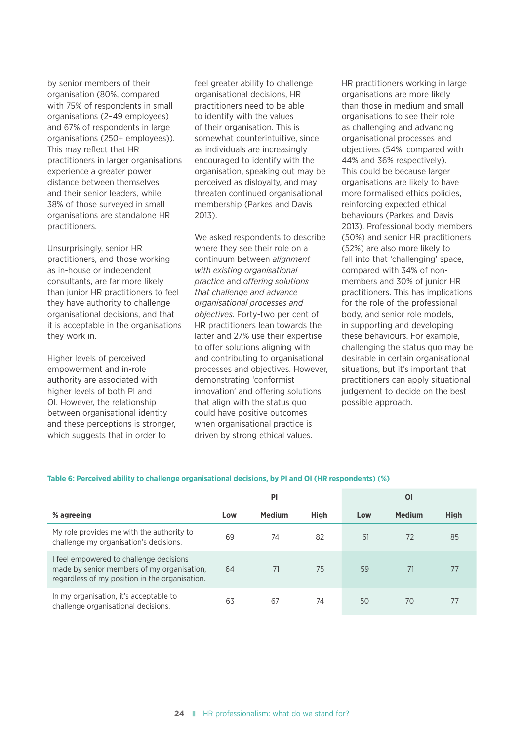by senior members of their organisation (80%, compared with 75% of respondents in small organisations (2–49 employees) and 67% of respondents in large organisations (250+ employees)). This may reflect that HR practitioners in larger organisations experience a greater power distance between themselves and their senior leaders, while 38% of those surveyed in small organisations are standalone HR practitioners.

Unsurprisingly, senior HR practitioners, and those working as in-house or independent consultants, are far more likely than junior HR practitioners to feel they have authority to challenge organisational decisions, and that it is acceptable in the organisations they work in.

Higher levels of perceived empowerment and in-role authority are associated with higher levels of both PI and OI. However, the relationship between organisational identity and these perceptions is stronger, which suggests that in order to feel greater ability to challenge organisational decisions, HR practitioners need to be able to identify with the values of their organisation. This is somewhat counterintuitive, since as individuals are increasingly encouraged to identify with the organisation, speaking out may be perceived as disloyalty, and may threaten continued organisational membership (Parkes and Davis 2013).

We asked respondents to describe where they see their role on a continuum between *alignment with existing organisational practice* and *offering solutions that challenge and advance organisational processes and objectives*. Forty-two per cent of HR practitioners lean towards the latter and 27% use their expertise to offer solutions aligning with and contributing to organisational processes and objectives. However, demonstrating 'conformist innovation' and offering solutions that align with the status quo could have positive outcomes when organisational practice is driven by strong ethical values.

HR practitioners working in large organisations are more likely than those in medium and small organisations to see their role as challenging and advancing organisational processes and objectives (54%, compared with 44% and 36% respectively). This could be because larger organisations are likely to have more formalised ethics policies, reinforcing expected ethical behaviours (Parkes and Davis 2013). Professional body members (50%) and senior HR practitioners (52%) are also more likely to fall into that 'challenging' space, compared with 34% of non-members and 30% of junior HR practitioners. This has implications for the role of the professional body, and senior role models, in supporting and developing these behaviours. For example, challenging the status quo may be desirable in certain organisational situations, but it's important that practitioners can apply situational judgement to decide on the best possible approach.

**Table 6: Perceived ability to challenge organisational decisions, by PI and OI (HR respondents) (%)**

| | PI | | | OI | | |
|---|---|---|---|---|---|---|
| **% agreeing** | **Low** | **Medium** | **High** | **Low** | **Medium** | **High** |
| My role provides me with the authority to challenge my organisation's decisions. | 69 | 74 | 82 | 61 | 72 | 85 |
| I feel empowered to challenge decisions made by senior members of my organisation, regardless of my position in the organisation. | 64 | 71 | 75 | 59 | 71 | 77 |
| In my organisation, it's acceptable to challenge organisational decisions. | 63 | 67 | 74 | 50 | 70 | 77 |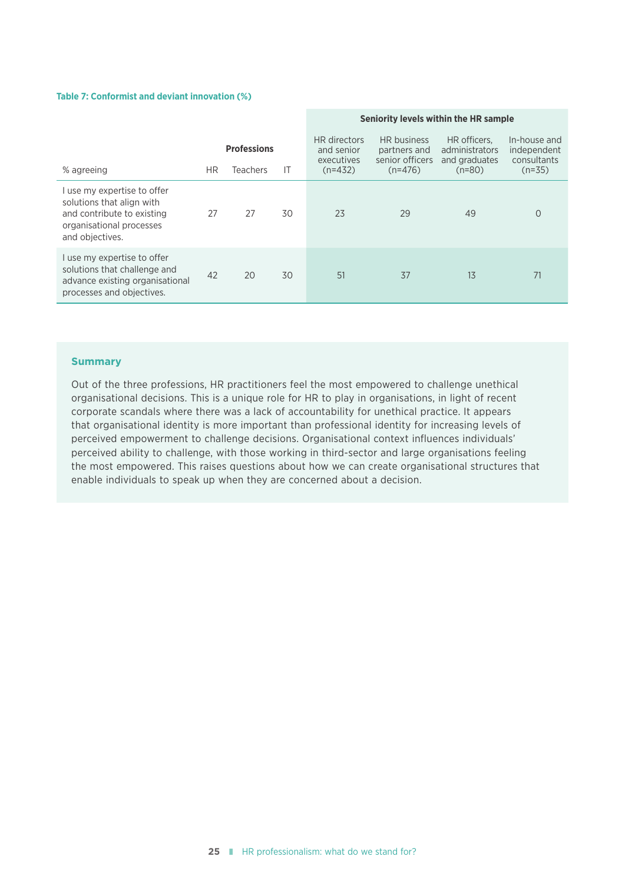**Table 7: Conformist and deviant innovation (%)**

| % agreeing | Professions | | | Seniority levels within the HR sample | | | |
|---|---|---|---|---|---|---|---|
| | HR | Teachers | IT | HR directors and senior executives (n=432) | HR business partners and senior officers (n=476) | HR officers, administrators and graduates (n=80) | In-house and independent consultants (n=35) |
| I use my expertise to offer solutions that align with and contribute to existing organisational processes and objectives. | 27 | 27 | 30 | 23 | 29 | 49 | 0 |
| I use my expertise to offer solutions that challenge and advance existing organisational processes and objectives. | 42 | 20 | 30 | 51 | 37 | 13 | 71 |

### Summary

Out of the three professions, HR practitioners feel the most empowered to challenge unethical organisational decisions. This is a unique role for HR to play in organisations, in light of recent corporate scandals where there was a lack of accountability for unethical practice. It appears that organisational identity is more important than professional identity for increasing levels of perceived empowerment to challenge decisions. Organisational context influences individuals' perceived ability to challenge, with those working in third-sector and large organisations feeling the most empowered. This raises questions about how we can create organisational structures that enable individuals to speak up when they are concerned about a decision.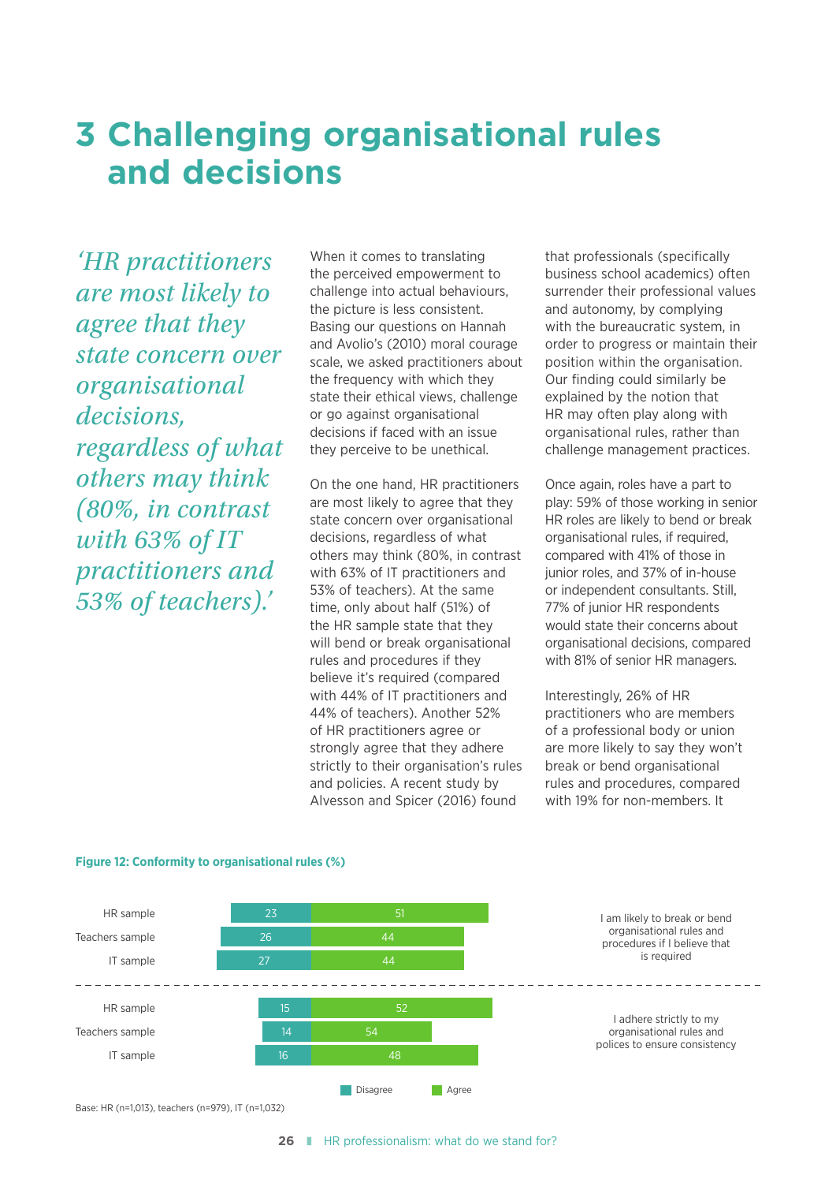# 3 Challenging organisational rules and decisions

*'HR practitioners are most likely to agree that they state concern over organisational decisions, regardless of what others may think (80%, in contrast with 63% of IT practitioners and 53% of teachers).'*

When it comes to translating the perceived empowerment to challenge into actual behaviours, the picture is less consistent. Basing our questions on Hannah and Avolio's (2010) moral courage scale, we asked practitioners about the frequency with which they state their ethical views, challenge or go against organisational decisions if faced with an issue they perceive to be unethical.

On the one hand, HR practitioners are most likely to agree that they state concern over organisational decisions, regardless of what others may think (80%, in contrast with 63% of IT practitioners and 53% of teachers). At the same time, only about half (51%) of the HR sample state that they will bend or break organisational rules and procedures if they believe it's required (compared with 44% of IT practitioners and 44% of teachers). Another 52% of HR practitioners agree or strongly agree that they adhere strictly to their organisation's rules and policies. A recent study by Alvesson and Spicer (2016) found that professionals (specifically business school academics) often surrender their professional values and autonomy, by complying with the bureaucratic system, in order to progress or maintain their position within the organisation. Our finding could similarly be explained by the notion that HR may often play along with organisational rules, rather than challenge management practices.

Once again, roles have a part to play: 59% of those working in senior HR roles are likely to bend or break organisational rules, if required, compared with 41% of those in junior roles, and 37% of in-house or independent consultants. Still, 77% of junior HR respondents would state their concerns about organisational decisions, compared with 81% of senior HR managers.

Interestingly, 26% of HR practitioners who are members of a professional body or union are more likely to say they won't break or bend organisational rules and procedures, compared with 19% for non-members. It

**Figure 12: Conformity to organisational rules (%)**

I am likely to break or bend organisational rules and procedures if I believe that is required

HR sample 23 51
Teachers sample 26 44
IT sample 27 44

I adhere strictly to my organisational rules and polices to ensure consistency

HR sample 15 52
Teachers sample 14 54
IT sample 16 48

Disagree
Agree

Base: HR (n=1,013), teachers (n=979), IT (n=1,032)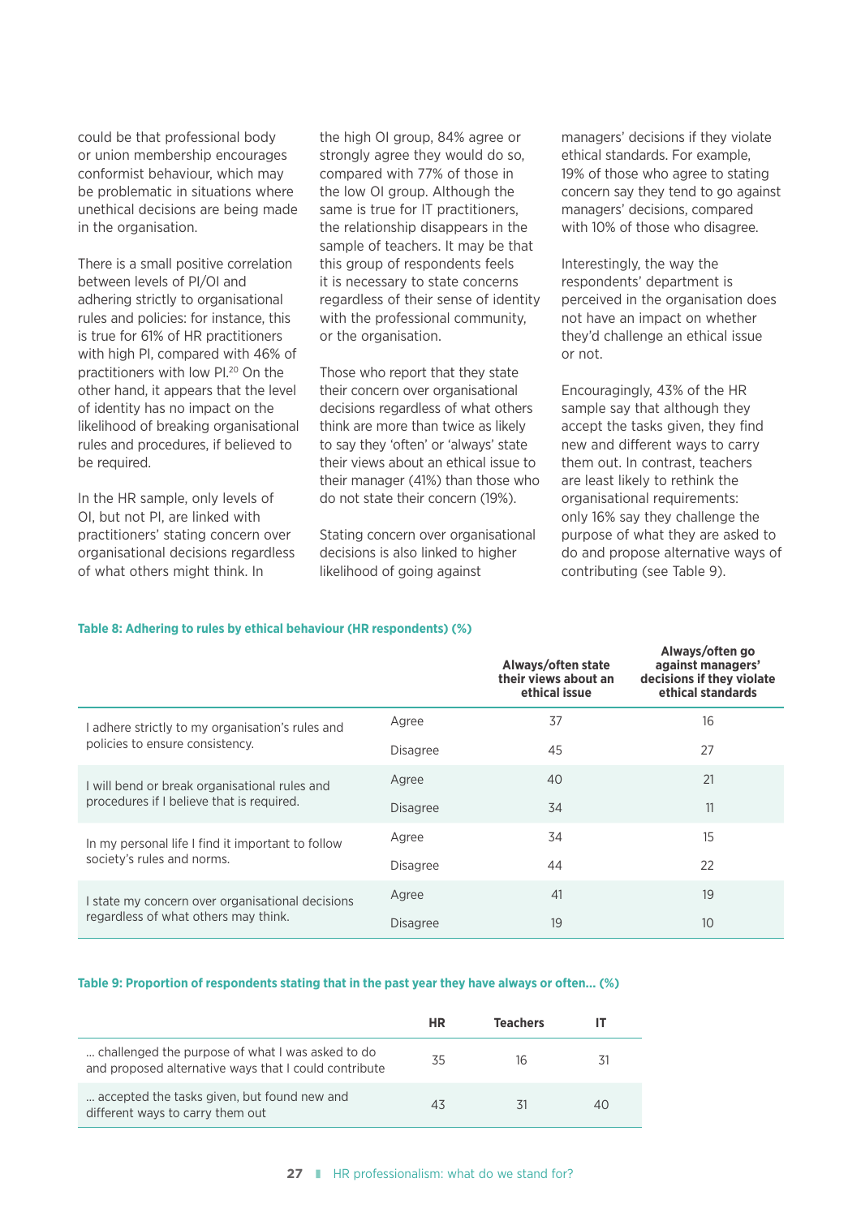could be that professional body or union membership encourages conformist behaviour, which may be problematic in situations where unethical decisions are being made in the organisation.

There is a small positive correlation between levels of PI/OI and adhering strictly to organisational rules and policies: for instance, this is true for 61% of HR practitioners with high PI, compared with 46% of practitioners with low PI.[20] On the other hand, it appears that the level of identity has no impact on the likelihood of breaking organisational rules and procedures, if believed to be required.

In the HR sample, only levels of OI, but not PI, are linked with practitioners' stating concern over organisational decisions regardless of what others might think. In the high OI group, 84% agree or strongly agree they would do so, compared with 77% of those in the low OI group. Although the same is true for IT practitioners, regardless of their sense of identity the relationship disappears in the sample of teachers. It may be that this group of respondents feels it is necessary to state concerns regardless of their sense of identity with the professional community, or the organisation.

Those who report that they state their concern over organisational decisions regardless of what others think are more than twice as likely to say they 'often' or 'always' state their views about an ethical issue to their manager (41%) than those who do not state their concern (19%).

Stating concern over organisational decisions is also linked to higher likelihood of going against managers' decisions if they violate ethical standards. For example, 19% of those who agree to stating concern say they tend to go against managers' decisions, compared with 10% of those who disagree.

Interestingly, the way the respondents' department is perceived in the organisation does not have an impact on whether they'd challenge an ethical issue or not.

Encouragingly, 43% of the HR sample say that although they accept the tasks given, they find new and different ways to carry them out. In contrast, teachers are least likely to rethink the organisational requirements: only 16% say they challenge the purpose of what they are asked to do and propose alternative ways of contributing (see Table 9).

**Table 8: Adhering to rules by ethical behaviour (HR respondents) (%)**

| | | Always/often state their views about an ethical issue | Always/often go against managers' decisions if they violate ethical standards |
|---|---|---|---|
| I adhere strictly to my organisation's rules and policies to ensure consistency. | Agree | 37 | 16 |
| | Disagree | 45 | 27 |
| I will bend or break organisational rules and procedures if I believe that is required. | Agree | 40 | 21 |
| | Disagree | 34 | 11 |
| In my personal life I find it important to follow society's rules and norms. | Agree | 34 | 15 |
| | Disagree | 44 | 22 |
| I state my concern over organisational decisions regardless of what others may think. | Agree | 41 | 19 |
| | Disagree | 19 | 10 |

**Table 9: Proportion of respondents stating that in the past year they have always or often... (%)**

| | HR | Teachers | IT |
|---|---|---|---|
| ... challenged the purpose of what I was asked to do and proposed alternative ways that I could contribute | 35 | 16 | 31 |
| ... accepted the tasks given, but found new and different ways to carry them out | 43 | 31 | 40 |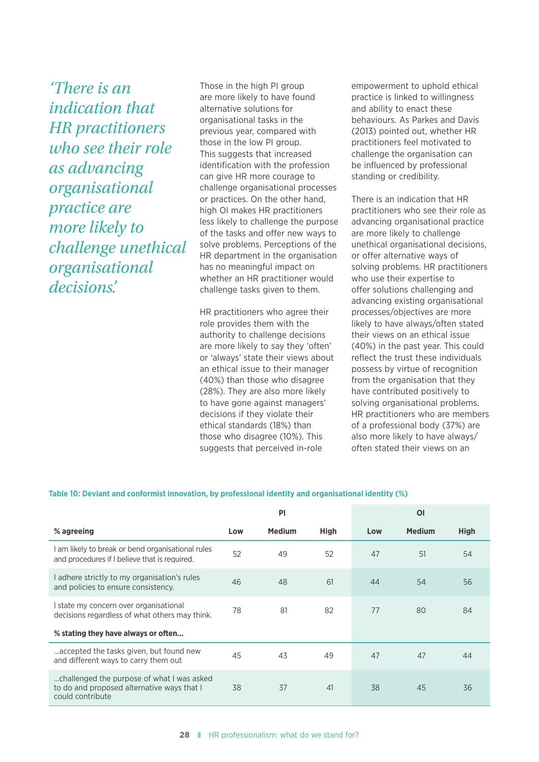*'There is an indication that HR practitioners who see their role as advancing organisational practice are more likely to challenge unethical organisational decisions.'*

Those in the high PI group are more likely to have found alternative solutions for organisational tasks in the previous year, compared with those in the low PI group. This suggests that increased identification with the profession can give HR more courage to challenge organisational processes or practices. On the other hand, high OI makes HR practitioners less likely to challenge the purpose of the tasks and offer new ways to solve problems. Perceptions of the HR department in the organisation has no meaningful impact on whether an HR practitioner would challenge tasks given to them.

HR practitioners who agree their role provides them with the authority to challenge decisions are more likely to say they 'often' or 'always' state their views about an ethical issue to their manager (40%) than those who disagree (28%). They are also more likely to have gone against managers' decisions if they violate their ethical standards (18%) than those who disagree (10%). This suggests that perceived in-role empowerment to uphold ethical practice is linked to willingness and ability to enact these behaviours. As Parkes and Davis (2013) pointed out, whether HR practitioners feel motivated to challenge the organisation can be influenced by professional standing or credibility.

There is an indication that HR practitioners who see their role as advancing organisational practice are more likely to challenge unethical organisational decisions, or offer alternative ways of solving problems. HR practitioners who use their expertise to offer solutions challenging and advancing existing organisational processes/objectives are more likely to have always/often stated their views on an ethical issue (40%) in the past year. This could reflect the trust these individuals possess by virtue of recognition from the organisation that they have contributed positively to solving organisational problems. HR practitioners who are members of a professional body (37%) are also more likely to have always/often stated their views on an

**Table 10: Deviant and conformist innovation, by professional identity and organisational identity (%)**

| | PI | | | OI | | |
|---|---|---|---|---|---|---|
| **% agreeing** | **Low** | **Medium** | **High** | **Low** | **Medium** | **High** |
| I am likely to break or bend organisational rules and procedures if I believe that is required. | 52 | 49 | 52 | 47 | 51 | 54 |
| I adhere strictly to my organisation's rules and policies to ensure consistency. | 46 | 48 | 61 | 44 | 54 | 56 |
| I state my concern over organisational decisions regardless of what others may think. | 78 | 81 | 82 | 77 | 80 | 84 |
| **% stating they have always or often…** | | | | | | |
| …accepted the tasks given, but found new and different ways to carry them out | 45 | 43 | 49 | 47 | 47 | 44 |
| …challenged the purpose of what I was asked to do and proposed alternative ways that I could contribute | 38 | 37 | 41 | 38 | 45 | 36 |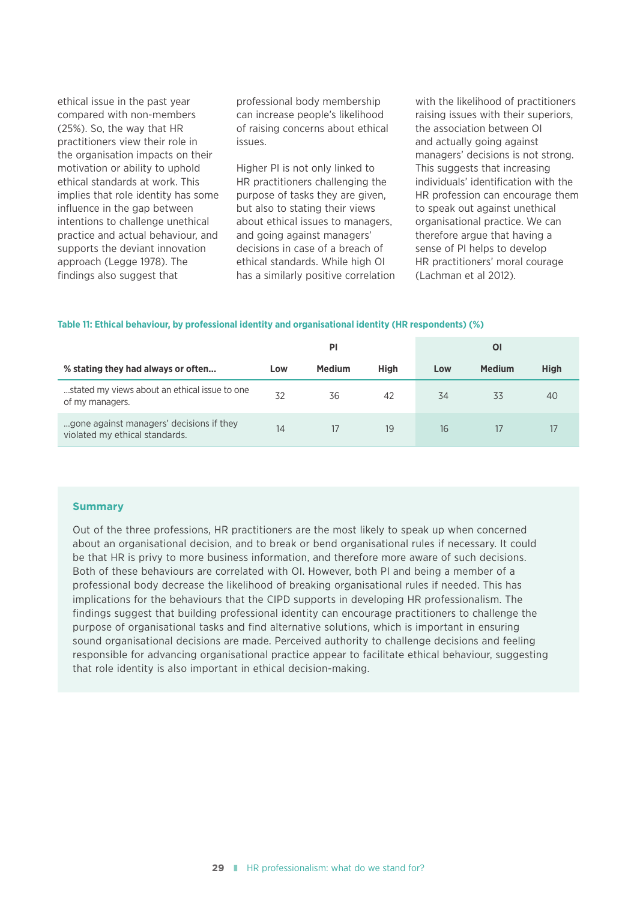ethical issue in the past year compared with non-members (25%). So, the way that HR practitioners view their role in the organisation impacts on their motivation or ability to uphold ethical standards at work. This implies that role identity has some influence in the gap between intentions to challenge unethical practice and actual behaviour, and supports the deviant innovation approach (Legge 1978). The findings also suggest that professional body membership can increase people's likelihood of raising concerns about ethical issues.

Higher PI is not only linked to HR practitioners challenging the purpose of tasks they are given, but also to stating their views about ethical issues to managers, and going against managers' decisions in case of a breach of ethical standards. While high OI has a similarly positive correlation with the likelihood of practitioners raising issues with their superiors, the association between OI and actually going against managers' decisions is not strong. This suggests that increasing individuals' identification with the HR profession can encourage them to speak out against unethical organisational practice. We can therefore argue that having a sense of PI helps to develop HR practitioners' moral courage (Lachman et al 2012).

**Table 11: Ethical behaviour, by professional identity and organisational identity (HR respondents) (%)**

| | PI | | | OI | | |
|---|---|---|---|---|---|---|
| **% stating they had always or often...** | **Low** | **Medium** | **High** | **Low** | **Medium** | **High** |
| ...stated my views about an ethical issue to one of my managers. | 32 | 36 | 42 | 34 | 33 | 40 |
| ...gone against managers' decisions if they violated my ethical standards. | 14 | 17 | 19 | 16 | 17 | 17 |

### Summary

Out of the three professions, HR practitioners are the most likely to speak up when concerned about an organisational decision, and to break or bend organisational rules if necessary. It could be that HR is privy to more business information, and therefore more aware of such decisions. Both of these behaviours are correlated with OI. However, both PI and being a member of a professional body decrease the likelihood of breaking organisational rules if needed. This has implications for the behaviours that the CIPD supports in developing HR professionalism. The findings suggest that building professional identity can encourage practitioners to challenge the purpose of organisational tasks and find alternative solutions, which is important in ensuring sound organisational decisions are made. Perceived authority to challenge decisions and feeling responsible for advancing organisational practice appear to facilitate ethical behaviour, suggesting that role identity is also important in ethical decision-making.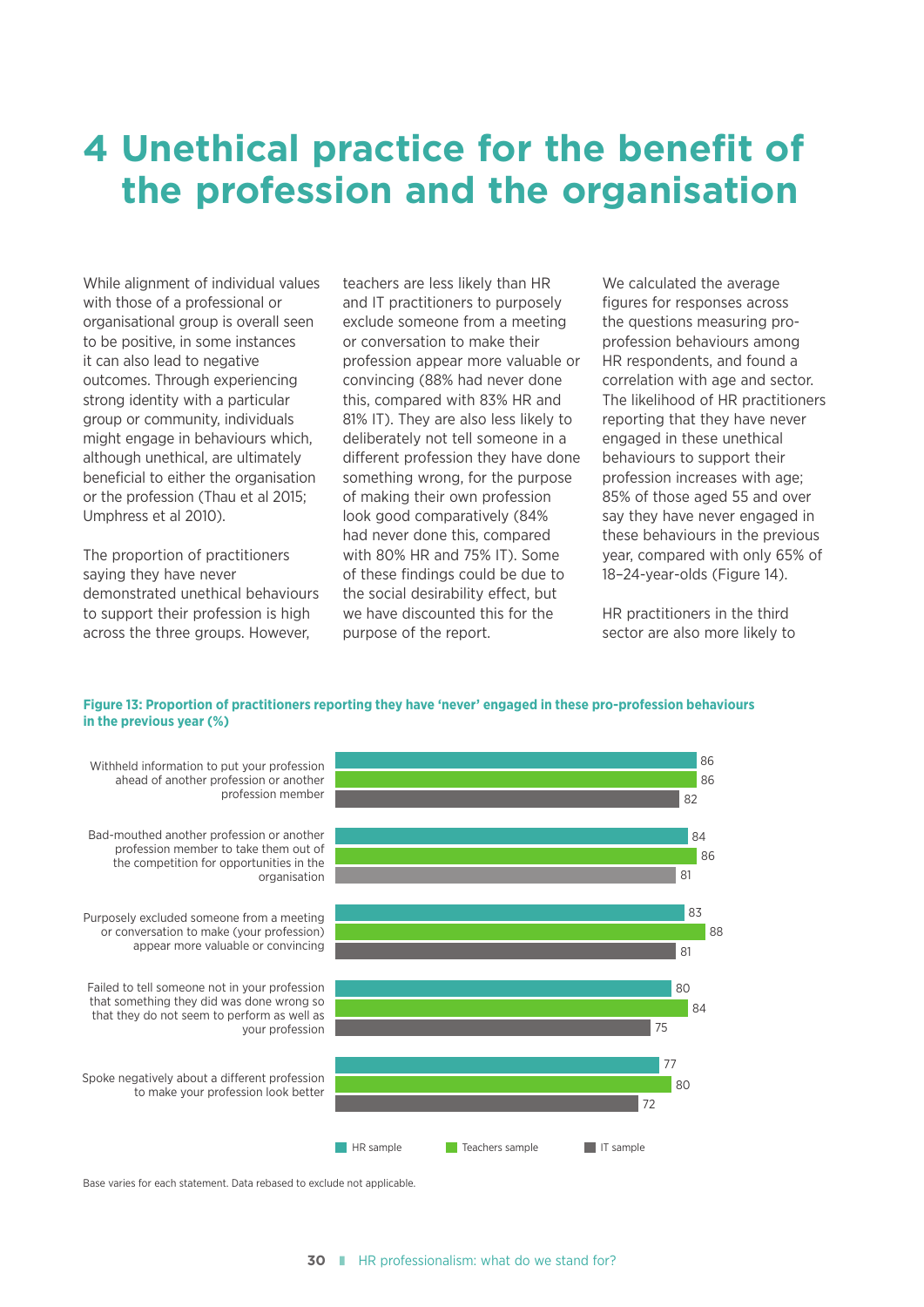# 4 Unethical practice for the benefit of the profession and the organisation

While alignment of individual values with those of a professional or organisational group is overall seen to be positive, in some instances it can also lead to negative outcomes. Through experiencing strong identity with a particular group or community, individuals might engage in behaviours which, although unethical, are ultimately beneficial to either the organisation or the profession (Thau et al 2015; Umphress et al 2010).

The proportion of practitioners saying they have never demonstrated unethical behaviours to support their profession is high across the three groups. However, teachers are less likely than HR and IT practitioners to purposely exclude someone from a meeting or conversation to make their profession appear more valuable or convincing (88% had never done this, compared with 83% HR and 81% IT). They are also less likely to deliberately not tell someone in a different profession they have done something wrong, for the purpose of making their own profession look good comparatively (84% had never done this, compared with 80% HR and 75% IT). Some of these findings could be due to the social desirability effect, but we have discounted this for the purpose of the report.

We calculated the average figures for responses across the questions measuring pro-profession behaviours among HR respondents, and found a correlation with age and sector. The likelihood of HR practitioners reporting that they have never engaged in these unethical behaviours to support their profession increases with age; 85% of those aged 55 and over say they have never engaged in these behaviours in the previous year, compared with only 65% of 18–24-year-olds (Figure 14).

HR practitioners in the third sector are also more likely to

**Figure 13: Proportion of practitioners reporting they have 'never' engaged in these pro-profession behaviours in the previous year (%)**

Withheld information to put your profession ahead of another profession or another profession member
86
86
82

Bad-mouthed another profession or another profession member to take them out of the competition for opportunities in the organisation
84
86
81

Purposely excluded someone from a meeting or conversation to make (your profession) appear more valuable or convincing
83
88
81

Failed to tell someone not in your profession that something they did was done wrong so that they do not seem to perform as well as your profession
80
84
75

Spoke negatively about a different profession to make your profession look better
77
80
72

HR sample
Teachers sample
IT sample

Base varies for each statement. Data rebased to exclude not applicable.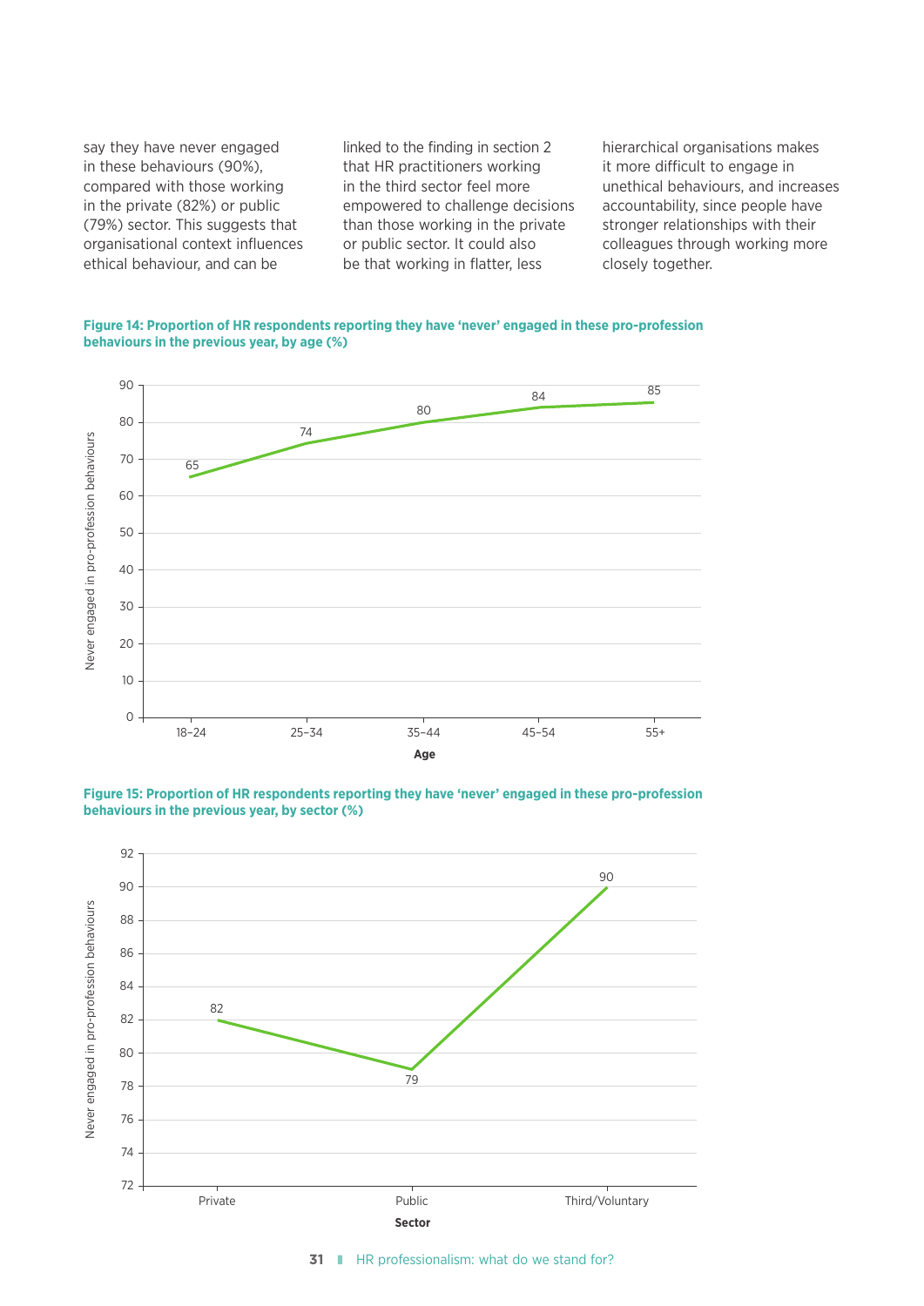say they have never engaged in these behaviours (90%), compared with those working in the private (82%) or public (79%) sector. This suggests that organisational context influences ethical behaviour, and can be linked to the finding in section 2 that HR practitioners working in the third sector feel more empowered to challenge decisions than those working in the private or public sector. It could also be that working in flatter, less hierarchical organisations makes it more difficult to engage in unethical behaviours, and increases accountability, since people have stronger relationships with their colleagues through working more closely together.

**Figure 14: Proportion of HR respondents reporting they have 'never' engaged in these pro-profession behaviours in the previous year, by age (%)**

Never engaged in pro-profession behaviours

0
10
20
30
40
50
60
70
80
90

65
74
80
84
85

18–24
25–34
35–44
45–54
55+

Age

**Figure 15: Proportion of HR respondents reporting they have 'never' engaged in these pro-profession behaviours in the previous year, by sector (%)**

Never engaged in pro-profession behaviours

72
74
76
78
80
82
84
86
88
90
92

82
79
90

Private
Public
Third/Voluntary

Sector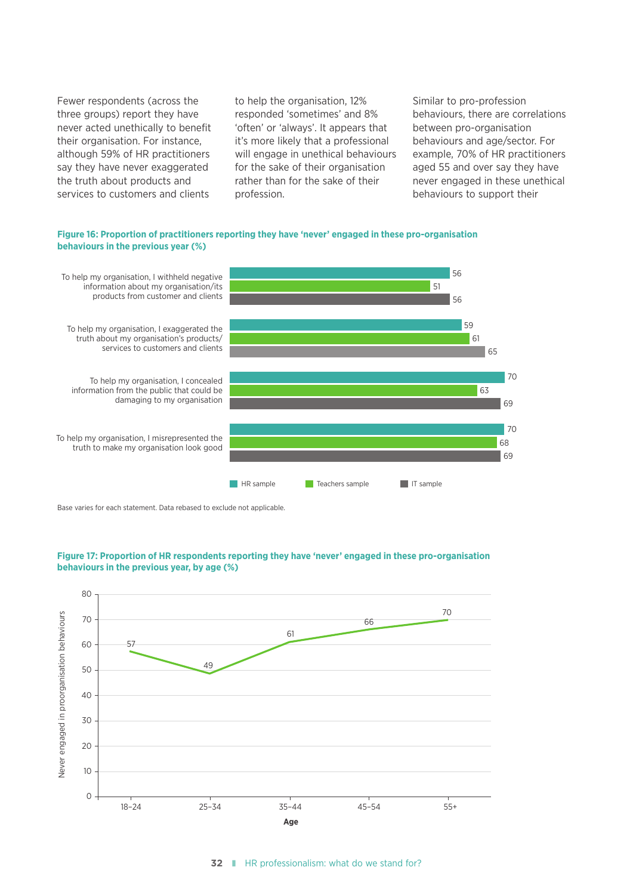Fewer respondents (across the three groups) report they have never acted unethically to benefit their organisation. For instance, although 59% of HR practitioners say they have never exaggerated the truth about products and services to customers and clients to help the organisation, 12% responded 'sometimes' and 8% 'often' or 'always'. It appears that it's more likely that a professional will engage in unethical behaviours for the sake of their organisation rather than for the sake of their profession.

Similar to pro-profession behaviours, there are correlations between pro-organisation behaviours and age/sector. For example, 70% of HR practitioners aged 55 and over say they have never engaged in these unethical behaviours to support their

**Figure 16: Proportion of practitioners reporting they have 'never' engaged in these pro-organisation behaviours in the previous year (%)**

To help my organisation, I withheld negative information about my organisation/its products from customer and clients
56
51
56

To help my organisation, I exaggerated the truth about my organisation's products/services to customers and clients
59
61
65

To help my organisation, I concealed information from the public that could be damaging to my organisation
70
63
69

To help my organisation, I misrepresented the truth to make my organisation look good
70
68
69

HR sample
Teachers sample
IT sample

Base varies for each statement. Data rebased to exclude not applicable.

**Figure 17: Proportion of HR respondents reporting they have 'never' engaged in these pro-organisation behaviours in the previous year, by age (%)**

Never engaged in proorganisation behaviours
0
10
20
30
40
50
60
70
80

57
49
61
66
70

18–24
25–34
35–44
45–54
55+
Age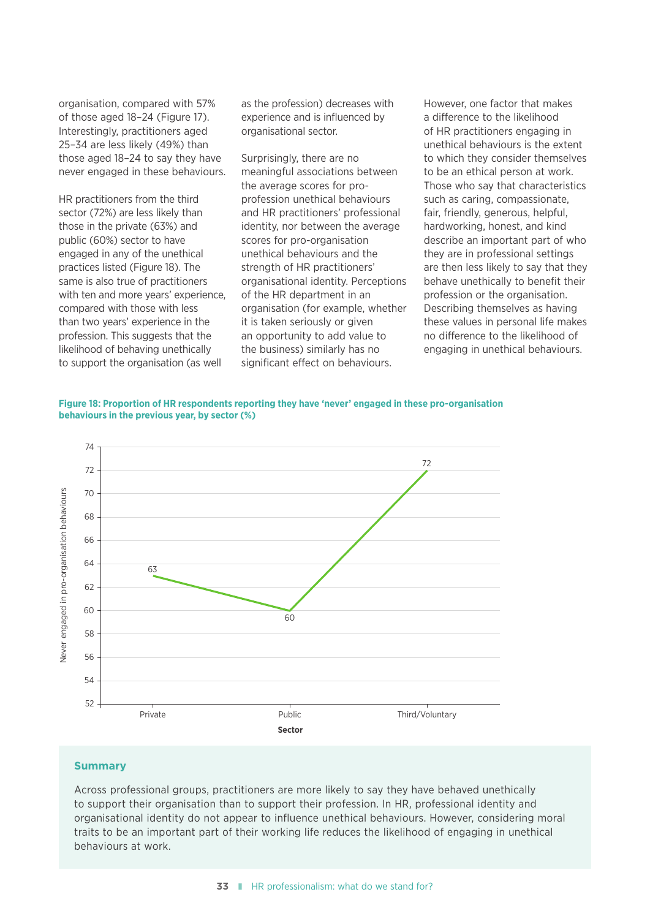organisation, compared with 57% of those aged 18–24 (Figure 17). Interestingly, practitioners aged 25–34 are less likely (49%) than those aged 18–24 to say they have never engaged in these behaviours.

HR practitioners from the third sector (72%) are less likely than those in the private (63%) and public (60%) sector to have engaged in any of the unethical practices listed (Figure 18). The same is also true of practitioners with ten and more years' experience, compared with those with less than two years' experience in the profession. This suggests that the likelihood of behaving unethically to support the organisation (as well as the profession) decreases with experience and is influenced by organisational sector.

Surprisingly, there are no meaningful associations between the average scores for pro-profession unethical behaviours and HR practitioners' professional identity, nor between the average scores for pro-organisation unethical behaviours and the strength of HR practitioners' organisational identity. Perceptions of the HR department in an organisation (for example, whether it is taken seriously or given an opportunity to add value to the business) similarly has no significant effect on behaviours.

However, one factor that makes a difference to the likelihood of HR practitioners engaging in unethical behaviours is the extent to which they consider themselves to be an ethical person at work. Those who say that characteristics such as caring, compassionate, fair, friendly, generous, helpful, hardworking, honest, and kind describe an important part of who they are in professional settings are then less likely to say that they behave unethically to benefit their profession or the organisation. Describing themselves as having these values in personal life makes no difference to the likelihood of engaging in unethical behaviours.

**Figure 18: Proportion of HR respondents reporting they have 'never' engaged in these pro-organisation behaviours in the previous year, by sector (%)**

Never engaged in pro-organisation behaviours

74
72
70
68
66
64
62
60
58
56
54
52

63
60
72

Private
Public
Third/Voluntary

Sector

### Summary

Across professional groups, practitioners are more likely to say they have behaved unethically to support their organisation than to support their profession. In HR, professional identity and organisational identity do not appear to influence unethical behaviours. However, considering moral traits to be an important part of their working life reduces the likelihood of engaging in unethical behaviours at work.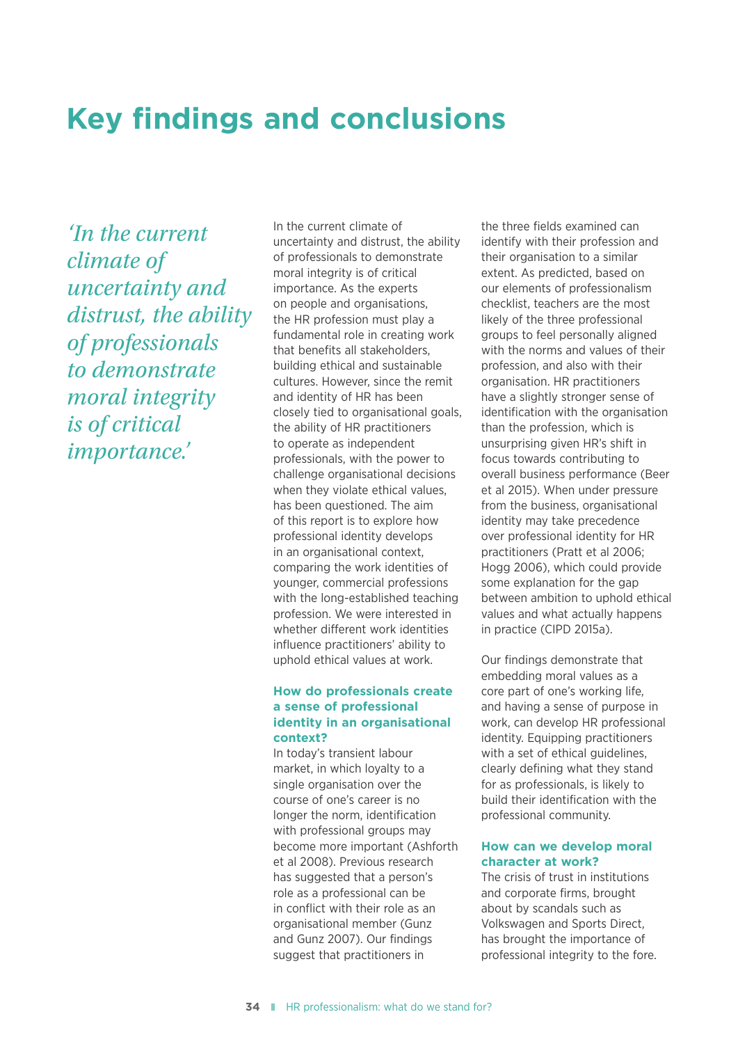# Key findings and conclusions

*'In the current climate of uncertainty and distrust, the ability of professionals to demonstrate moral integrity is of critical importance.'*

In the current climate of uncertainty and distrust, the ability of professionals to demonstrate moral integrity is of critical importance. As the experts on people and organisations, the HR profession must play a fundamental role in creating work that benefits all stakeholders, building ethical and sustainable cultures. However, since the remit and identity of HR has been closely tied to organisational goals, the ability of HR practitioners to operate as independent professionals, with the power to challenge organisational decisions when they violate ethical values, has been questioned. The aim of this report is to explore how professional identity develops in an organisational context, comparing the work identities of younger, commercial professions with the long-established teaching profession. We were interested in whether different work identities influence practitioners' ability to uphold ethical values at work.

### How do professionals create a sense of professional identity in an organisational context?

In today's transient labour market, in which loyalty to a single organisation over the course of one's career is no longer the norm, identification with professional groups may become more important (Ashforth et al 2008). Previous research has suggested that a person's role as a professional can be in conflict with their role as an organisational member (Gunz and Gunz 2007). Our findings suggest that practitioners in the three fields examined can identify with their profession and their organisation to a similar extent. As predicted, based on our elements of professionalism checklist, teachers are the most likely of the three professional groups to feel personally aligned with the norms and values of their profession, and also with their organisation. HR practitioners have a slightly stronger sense of identification with the organisation than the profession, which is unsurprising given HR's shift in focus towards contributing to overall business performance (Beer et al 2015). When under pressure from the business, organisational identity may take precedence over professional identity for HR practitioners (Pratt et al 2006; Hogg 2006), which could provide some explanation for the gap between ambition to uphold ethical values and what actually happens in practice (CIPD 2015a).

Our findings demonstrate that embedding moral values as a core part of one's working life, and having a sense of purpose in work, can develop HR professional identity. Equipping practitioners with a set of ethical guidelines, clearly defining what they stand for as professionals, is likely to build their identification with the professional community.

### How can we develop moral character at work?

The crisis of trust in institutions and corporate firms, brought about by scandals such as Volkswagen and Sports Direct, has brought the importance of professional integrity to the fore.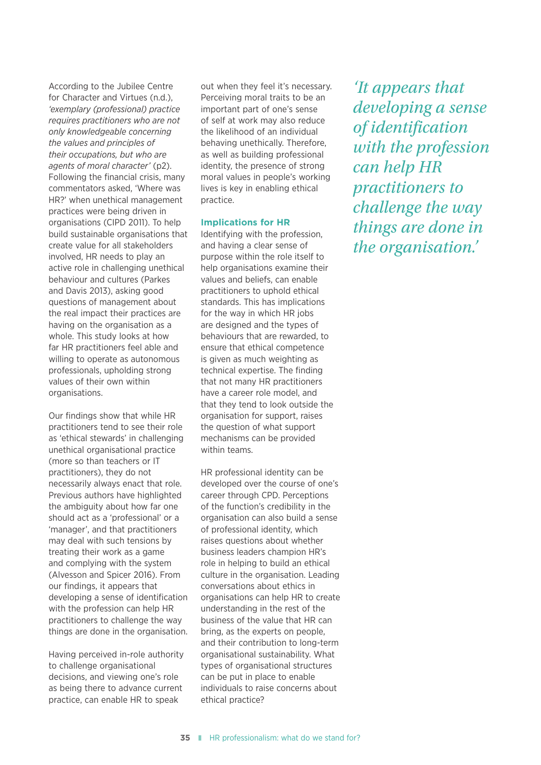According to the Jubilee Centre for Character and Virtues (n.d.), *'exemplary (professional) practice requires practitioners who are not only knowledgeable concerning the values and principles of their occupations, but who are agents of moral character'* (p2). Following the financial crisis, many commentators asked, 'Where was HR?' when unethical management practices were being driven in organisations (CIPD 2011). To help build sustainable organisations that create value for all stakeholders involved, HR needs to play an active role in challenging unethical behaviour and cultures (Parkes and Davis 2013), asking good questions of management about the real impact their practices are having on the organisation as a whole. This study looks at how far HR practitioners feel able and willing to operate as autonomous professionals, upholding strong values of their own within organisations.

Our findings show that while HR practitioners tend to see their role as 'ethical stewards' in challenging unethical organisational practice (more so than teachers or IT practitioners), they do not necessarily always enact that role. Previous authors have highlighted the ambiguity about how far one should act as a 'professional' or a 'manager', and that practitioners may deal with such tensions by treating their work as a game and complying with the system (Alvesson and Spicer 2016). From our findings, it appears that developing a sense of identification with the profession can help HR practitioners to challenge the way things are done in the organisation.

Having perceived in-role authority to challenge organisational decisions, and viewing one's role as being there to advance current practice, can enable HR to speak out when they feel it's necessary. Perceiving moral traits to be an important part of one's sense of self at work may also reduce the likelihood of an individual behaving unethically. Therefore, as well as building professional identity, the presence of strong moral values in people's working lives is key in enabling ethical practice.

### Implications for HR

Identifying with the profession, and having a clear sense of purpose within the role itself to help organisations examine their values and beliefs, can enable practitioners to uphold ethical standards. This has implications for the way in which HR jobs are designed and the types of behaviours that are rewarded, to ensure that ethical competence is given as much weighting as technical expertise. The finding that not many HR practitioners have a career role model, and that they tend to look outside the organisation for support, raises the question of what support mechanisms can be provided within teams.

HR professional identity can be developed over the course of one's career through CPD. Perceptions of the function's credibility in the organisation can also build a sense of professional identity, which raises questions about whether business leaders champion HR's role in helping to build an ethical culture in the organisation. Leading conversations about ethics in organisations can help HR to create understanding in the rest of the business of the value that HR can bring, as the experts on people, and their contribution to long-term organisational sustainability. What types of organisational structures can be put in place to enable individuals to raise concerns about ethical practice?

*'It appears that developing a sense of identification with the profession can help HR practitioners to challenge the way things are done in the organisation.'*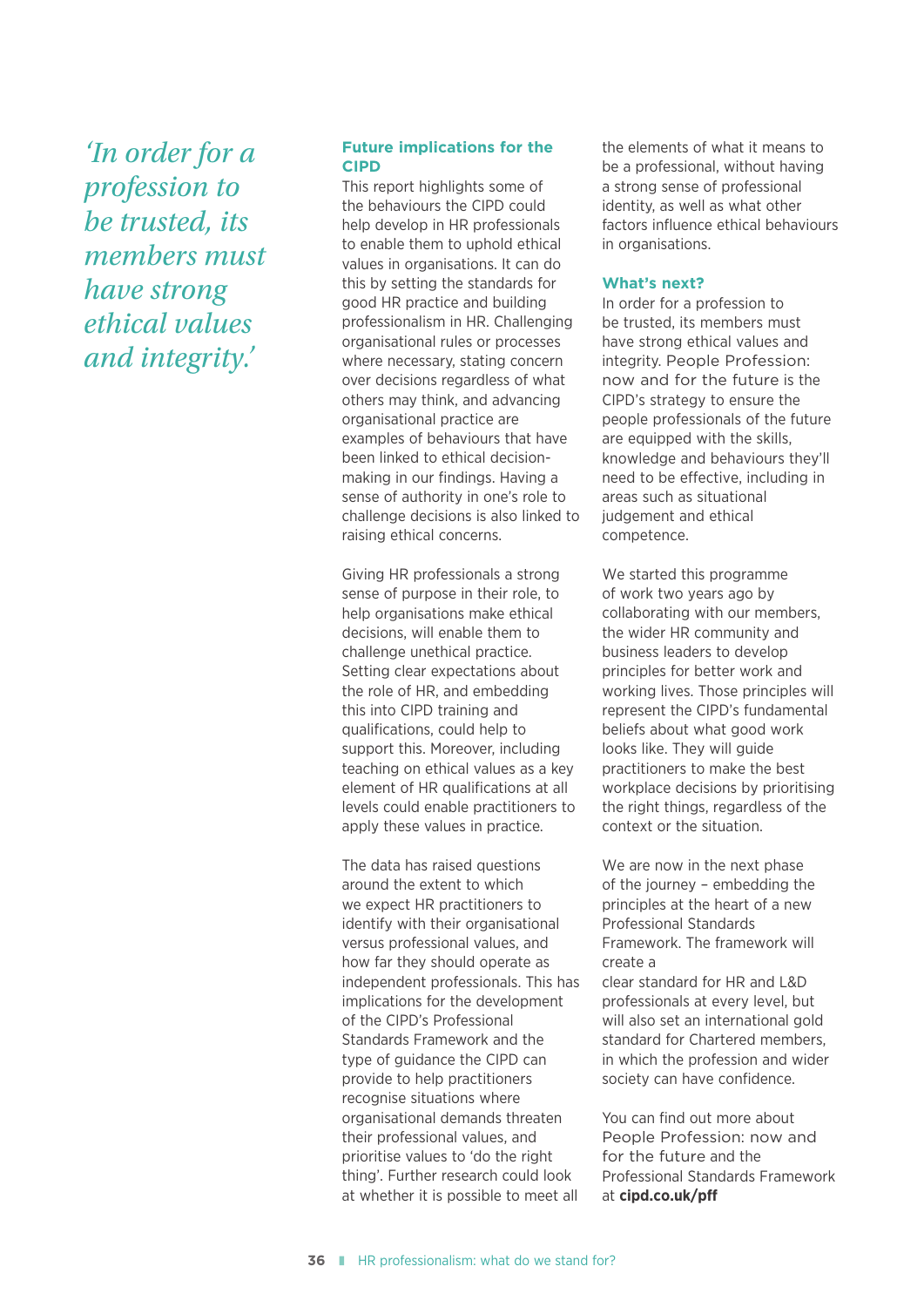*'In order for a profession to be trusted, its members must have strong ethical values and integrity.'*

## Future implications for the CIPD

This report highlights some of the behaviours the CIPD could help develop in HR professionals to enable them to uphold ethical values in organisations. It can do this by setting the standards for good HR practice and building professionalism in HR. Challenging organisational rules or processes where necessary, stating concern over decisions regardless of what others may think, and advancing organisational practice are examples of behaviours that have been linked to ethical decision-making in our findings. Having a sense of authority in one's role to challenge decisions is also linked to raising ethical concerns.

Giving HR professionals a strong sense of purpose in their role, to help organisations make ethical decisions, will enable them to challenge unethical practice. Setting clear expectations about the role of HR, and embedding this into CIPD training and qualifications, could help to support this. Moreover, including teaching on ethical values as a key element of HR qualifications at all levels could enable practitioners to apply these values in practice.

The data has raised questions around the extent to which we expect HR practitioners to identify with their organisational versus professional values, and how far they should operate as independent professionals. This has implications for the development of the CIPD's Professional Standards Framework and the type of guidance the CIPD can provide to help practitioners recognise situations where organisational demands threaten their professional values, and prioritise values to 'do the right thing'. Further research could look at whether it is possible to meet all the elements of what it means to be a professional, without having a strong sense of professional identity, as well as what other factors influence ethical behaviours in organisations.

## What's next?

In order for a profession to be trusted, its members must have strong ethical values and integrity. People Profession: now and for the future is the CIPD's strategy to ensure the people professionals of the future are equipped with the skills, knowledge and behaviours they'll need to be effective, including in areas such as situational judgement and ethical competence.

We started this programme of work two years ago by collaborating with our members, the wider HR community and business leaders to develop principles for better work and working lives. Those principles will represent the CIPD's fundamental beliefs about what good work looks like. They will guide practitioners to make the best workplace decisions by prioritising the right things, regardless of the context or the situation.

We are now in the next phase of the journey – embedding the principles at the heart of a new Professional Standards Framework. The framework will create a clear standard for HR and L&D professionals at every level, but will also set an international gold standard for Chartered members, in which the profession and wider society can have confidence.

You can find out more about People Profession: now and for the future and the Professional Standards Framework at **cipd.co.uk/pff**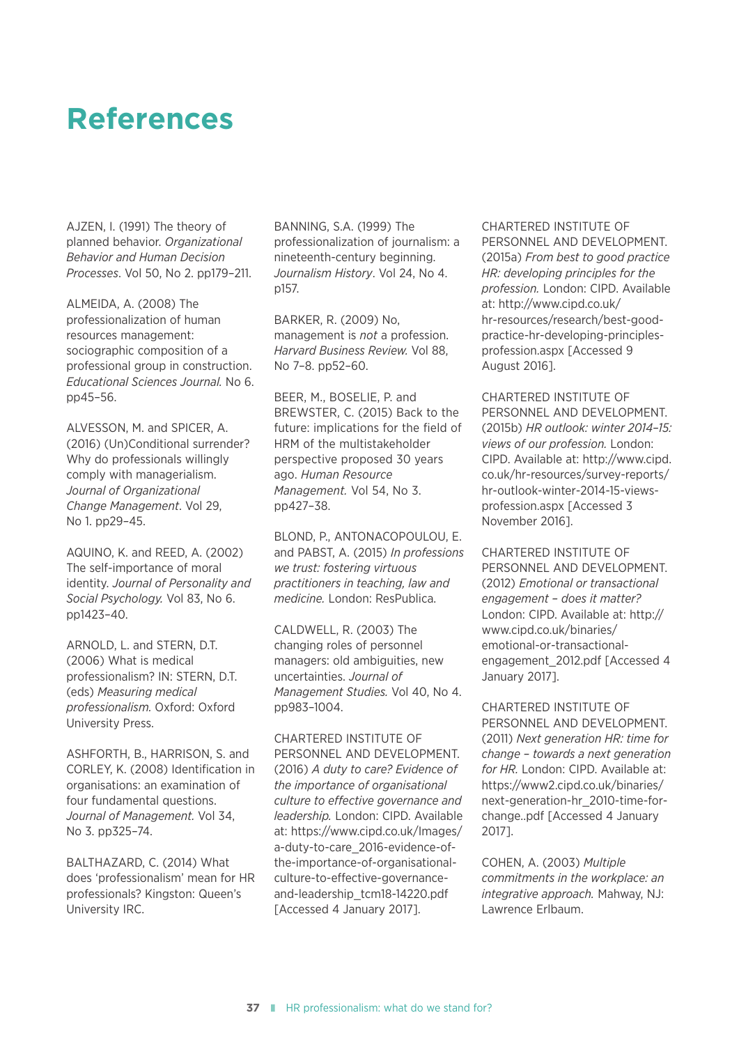# References

AJZEN, I. (1991) The theory of planned behavior. *Organizational Behavior and Human Decision Processes*. Vol 50, No 2. pp179–211.

ALMEIDA, A. (2008) The professionalization of human resources management: sociographic composition of a professional group in construction. *Educational Sciences Journal.* No 6. pp45–56.

ALVESSON, M. and SPICER, A. (2016) (Un)Conditional surrender? Why do professionals willingly comply with managerialism. *Journal of Organizational Change Management*. Vol 29, No 1. pp29–45.

AQUINO, K. and REED, A. (2002) The self-importance of moral identity. *Journal of Personality and Social Psychology.* Vol 83, No 6. pp1423–40.

ARNOLD, L. and STERN, D.T. (2006) What is medical professionalism? IN: STERN, D.T. (eds) *Measuring medical professionalism.* Oxford: Oxford University Press.

ASHFORTH, B., HARRISON, S. and CORLEY, K. (2008) Identification in organisations: an examination of four fundamental questions. *Journal of Management.* Vol 34, No 3. pp325–74.

BALTHAZARD, C. (2014) What does 'professionalism' mean for HR professionals? Kingston: Queen's University IRC.

BANNING, S.A. (1999) The professionalization of journalism: a nineteenth-century beginning. *Journalism History*. Vol 24, No 4. p157.

BARKER, R. (2009) No, management is *not* a profession. *Harvard Business Review.* Vol 88, No 7–8. pp52–60.

BEER, M., BOSELIE, P. and BREWSTER, C. (2015) Back to the future: implications for the field of HRM of the multistakeholder perspective proposed 30 years ago. *Human Resource Management.* Vol 54, No 3. pp427–38.

BLOND, P., ANTONACOPOULOU, E. and PABST, A. (2015) *In professions we trust: fostering virtuous practitioners in teaching, law and medicine.* London: ResPublica.

CALDWELL, R. (2003) The changing roles of personnel managers: old ambiguities, new uncertainties. *Journal of Management Studies.* Vol 40, No 4. pp983–1004.

CHARTERED INSTITUTE OF PERSONNEL AND DEVELOPMENT. (2016) *A duty to care? Evidence of the importance of organisational culture to effective governance and leadership.* London: CIPD. Available at: https://www.cipd.co.uk/Images/a-duty-to-care_2016-evidence-of-the-importance-of-organisational-culture-to-effective-governance-and-leadership_tcm18-14220.pdf [Accessed 4 January 2017].

CHARTERED INSTITUTE OF PERSONNEL AND DEVELOPMENT. (2015a) *From best to good practice HR: developing principles for the profession.* London: CIPD. Available at: http://www.cipd.co.uk/hr-resources/research/best-good-practice-hr-developing-principles-profession.aspx [Accessed 9 August 2016].

CHARTERED INSTITUTE OF PERSONNEL AND DEVELOPMENT. (2015b) *HR outlook: winter 2014–15: views of our profession.* London: CIPD. Available at: http://www.cipd.co.uk/hr-resources/survey-reports/hr-outlook-winter-2014-15-views-profession.aspx [Accessed 3 November 2016].

CHARTERED INSTITUTE OF PERSONNEL AND DEVELOPMENT. (2012) *Emotional or transactional engagement – does it matter?* London: CIPD. Available at: http://www.cipd.co.uk/binaries/emotional-or-transactional-engagement_2012.pdf [Accessed 4 January 2017].

CHARTERED INSTITUTE OF PERSONNEL AND DEVELOPMENT. (2011) *Next generation HR: time for change – towards a next generation for HR.* London: CIPD. Available at: https://www2.cipd.co.uk/binaries/next-generation-hr_2010-time-for-change..pdf [Accessed 4 January 2017].

COHEN, A. (2003) *Multiple commitments in the workplace: an integrative approach.* Mahway, NJ: Lawrence Erlbaum.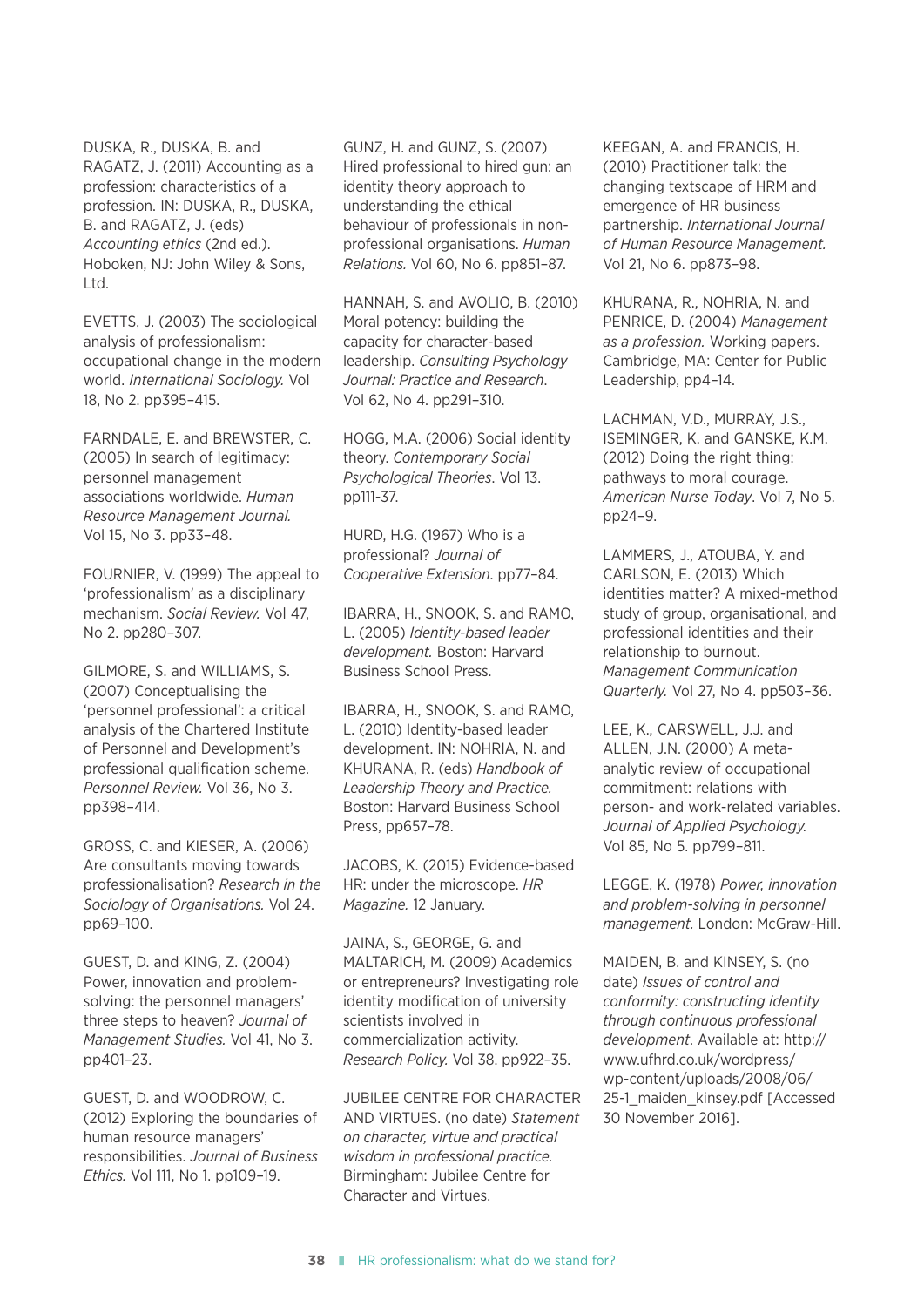DUSKA, R., DUSKA, B. and RAGATZ, J. (2011) Accounting as a profession: characteristics of a profession. IN: DUSKA, R., DUSKA, B. and RAGATZ, J. (eds) *Accounting ethics* (2nd ed.). Hoboken, NJ: John Wiley & Sons, Ltd.

EVETTS, J. (2003) The sociological analysis of professionalism: occupational change in the modern world. *International Sociology.* Vol 18, No 2. pp395–415.

FARNDALE, E. and BREWSTER, C. (2005) In search of legitimacy: personnel management associations worldwide. *Human Resource Management Journal.* Vol 15, No 3. pp33–48.

FOURNIER, V. (1999) The appeal to 'professionalism' as a disciplinary mechanism. *Social Review.* Vol 47, No 2. pp280–307.

GILMORE, S. and WILLIAMS, S. (2007) Conceptualising the 'personnel professional': a critical analysis of the Chartered Institute of Personnel and Development's professional qualification scheme. *Personnel Review.* Vol 36, No 3. pp398–414.

GROSS, C. and KIESER, A. (2006) Are consultants moving towards professionalisation? *Research in the Sociology of Organisations.* Vol 24. pp69–100.

GUEST, D. and KING, Z. (2004) Power, innovation and problem-solving: the personnel managers' three steps to heaven? *Journal of Management Studies.* Vol 41, No 3. pp401–23.

GUEST, D. and WOODROW, C. (2012) Exploring the boundaries of human resource managers' responsibilities. *Journal of Business Ethics.* Vol 111, No 1. pp109–19.

GUNZ, H. and GUNZ, S. (2007) Hired professional to hired gun: an identity theory approach to understanding the ethical behaviour of professionals in non-professional organisations. *Human Relations.* Vol 60, No 6. pp851–87.

HANNAH, S. and AVOLIO, B. (2010) Moral potency: building the capacity for character-based leadership. *Consulting Psychology Journal: Practice and Research*. Vol 62, No 4. pp291–310.

HOGG, M.A. (2006) Social identity theory. *Contemporary Social Psychological Theories*. Vol 13. pp111-37.

HURD, H.G. (1967) Who is a professional? *Journal of Cooperative Extension.* pp77–84.

IBARRA, H., SNOOK, S. and RAMO, L. (2005) *Identity-based leader development.* Boston: Harvard Business School Press.

IBARRA, H., SNOOK, S. and RAMO, L. (2010) Identity-based leader development. IN: NOHRIA, N. and KHURANA, R. (eds) *Handbook of Leadership Theory and Practice.* Boston: Harvard Business School Press, pp657–78.

JACOBS, K. (2015) Evidence-based HR: under the microscope. *HR Magazine.* 12 January.

JAINA, S., GEORGE, G. and MALTARICH, M. (2009) Academics or entrepreneurs? Investigating role identity modification of university scientists involved in commercialization activity. *Research Policy.* Vol 38. pp922–35.

JUBILEE CENTRE FOR CHARACTER AND VIRTUES. (no date) *Statement on character, virtue and practical wisdom in professional practice.* Birmingham: Jubilee Centre for Character and Virtues.

KEEGAN, A. and FRANCIS, H. (2010) Practitioner talk: the changing textscape of HRM and emergence of HR business partnership. *International Journal of Human Resource Management.* Vol 21, No 6. pp873–98.

KHURANA, R., NOHRIA, N. and PENRICE, D. (2004) *Management as a profession.* Working papers. Cambridge, MA: Center for Public Leadership, pp4–14.

LACHMAN, V.D., MURRAY, J.S., ISEMINGER, K. and GANSKE, K.M. (2012) Doing the right thing: pathways to moral courage. *American Nurse Today*. Vol 7, No 5. pp24–9.

LAMMERS, J., ATOUBA, Y. and CARLSON, E. (2013) Which identities matter? A mixed-method study of group, organisational, and professional identities and their relationship to burnout. *Management Communication Quarterly.* Vol 27, No 4. pp503–36.

LEE, K., CARSWELL, J.J. and ALLEN, J.N. (2000) A meta-analytic review of occupational commitment: relations with person- and work-related variables. *Journal of Applied Psychology.* Vol 85, No 5. pp799–811.

LEGGE, K. (1978) *Power, innovation and problem-solving in personnel management.* London: McGraw-Hill.

MAIDEN, B. and KINSEY, S. (no date) *Issues of control and conformity: constructing identity through continuous professional development*. Available at: http://www.ufhrd.co.uk/wordpress/wp-content/uploads/2008/06/25-1_maiden_kinsey.pdf [Accessed 30 November 2016].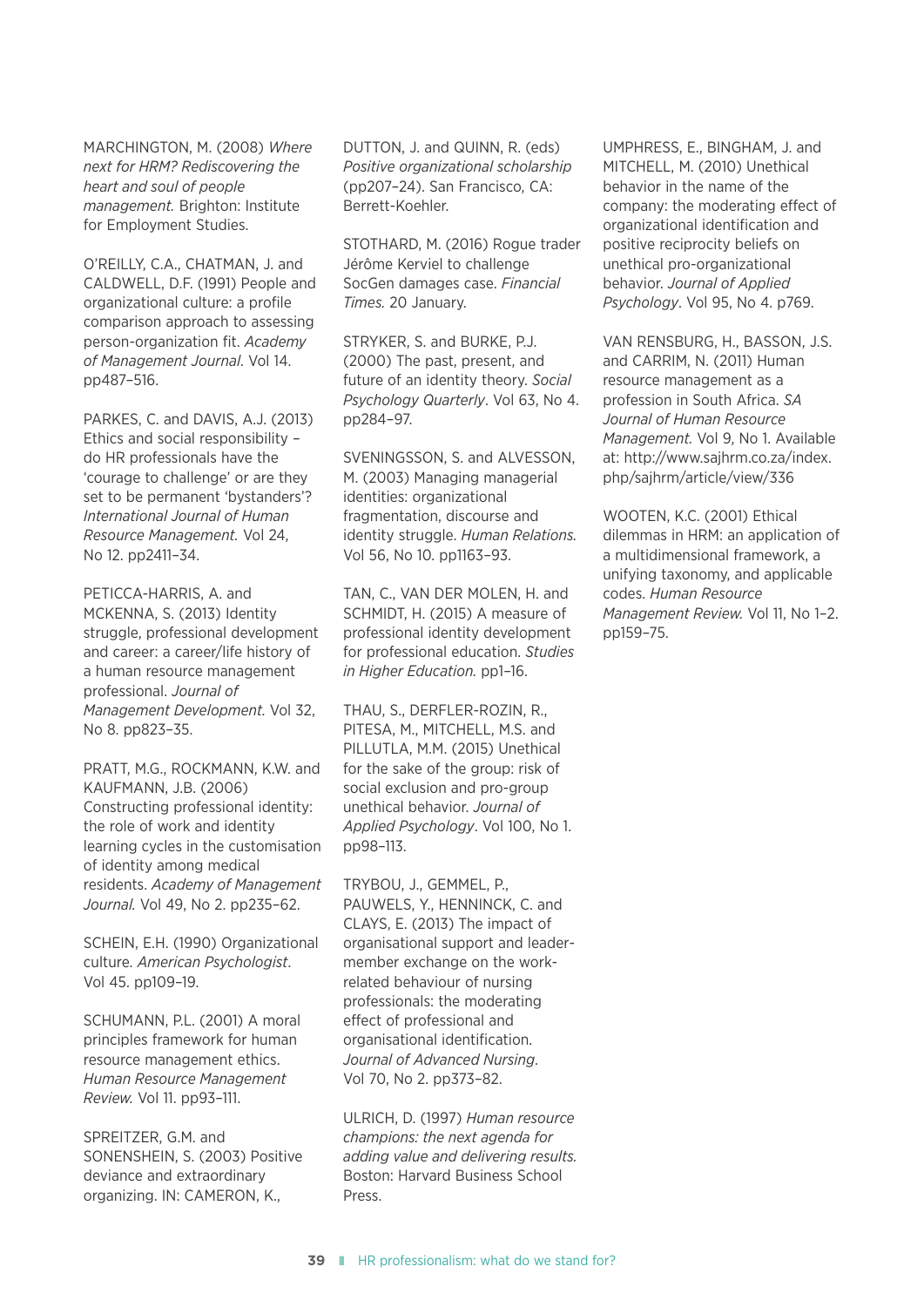MARCHINGTON, M. (2008) *Where next for HRM? Rediscovering the heart and soul of people management.* Brighton: Institute for Employment Studies.

O'REILLY, C.A., CHATMAN, J. and CALDWELL, D.F. (1991) People and organizational culture: a profile comparison approach to assessing person-organization fit. *Academy of Management Journal*. Vol 14. pp487–516.

PARKES, C. and DAVIS, A.J. (2013) Ethics and social responsibility – do HR professionals have the 'courage to challenge' or are they set to be permanent 'bystanders'? *International Journal of Human Resource Management.* Vol 24, No 12. pp2411–34.

PETICCA-HARRIS, A. and MCKENNA, S. (2013) Identity struggle, professional development and career: a career/life history of a human resource management professional. *Journal of Management Development.* Vol 32, No 8. pp823–35.

PRATT, M.G., ROCKMANN, K.W. and KAUFMANN, J.B. (2006) Constructing professional identity: the role of work and identity learning cycles in the customisation of identity among medical residents. *Academy of Management Journal.* Vol 49, No 2. pp235–62.

SCHEIN, E.H. (1990) Organizational culture. *American Psychologist*. Vol 45. pp109–19.

SCHUMANN, P.L. (2001) A moral principles framework for human resource management ethics. *Human Resource Management Review.* Vol 11. pp93–111.

SPREITZER, G.M. and SONENSHEIN, S. (2003) Positive deviance and extraordinary organizing. IN: CAMERON, K., DUTTON, J. and QUINN, R. (eds) *Positive organizational scholarship* (pp207–24). San Francisco, CA: Berrett-Koehler.

STOTHARD, M. (2016) Rogue trader Jérôme Kerviel to challenge SocGen damages case. *Financial Times.* 20 January.

STRYKER, S. and BURKE, P.J. (2000) The past, present, and future of an identity theory. *Social Psychology Quarterly*. Vol 63, No 4. pp284–97.

SVENINGSSON, S. and ALVESSON, M. (2003) Managing managerial identities: organizational fragmentation, discourse and identity struggle. *Human Relations.* Vol 56, No 10. pp1163–93.

TAN, C., VAN DER MOLEN, H. and SCHMIDT, H. (2015) A measure of professional identity development for professional education. *Studies in Higher Education.* pp1–16.

THAU, S., DERFLER-ROZIN, R., PITESA, M., MITCHELL, M.S. and PILLUTLA, M.M. (2015) Unethical for the sake of the group: risk of social exclusion and pro-group unethical behavior. *Journal of Applied Psychology*. Vol 100, No 1. pp98–113.

TRYBOU, J., GEMMEL, P., PAUWELS, Y., HENNINCK, C. and CLAYS, E. (2013) The impact of organisational support and leader-member exchange on the work-related behaviour of nursing professionals: the moderating effect of professional and organisational identification. *Journal of Advanced Nursing*. Vol 70, No 2. pp373–82.

ULRICH, D. (1997) *Human resource champions: the next agenda for adding value and delivering results.* Boston: Harvard Business School Press.

UMPHRESS, E., BINGHAM, J. and MITCHELL, M. (2010) Unethical behavior in the name of the company: the moderating effect of organizational identification and positive reciprocity beliefs on unethical pro-organizational behavior. *Journal of Applied Psychology*. Vol 95, No 4. p769.

VAN RENSBURG, H., BASSON, J.S. and CARRIM, N. (2011) Human resource management as a profession in South Africa. *SA Journal of Human Resource Management.* Vol 9, No 1. Available at: http://www.sajhrm.co.za/index.php/sajhrm/article/view/336

WOOTEN, K.C. (2001) Ethical dilemmas in HRM: an application of a multidimensional framework, a unifying taxonomy, and applicable codes. *Human Resource Management Review.* Vol 11, No 1–2. pp159–75.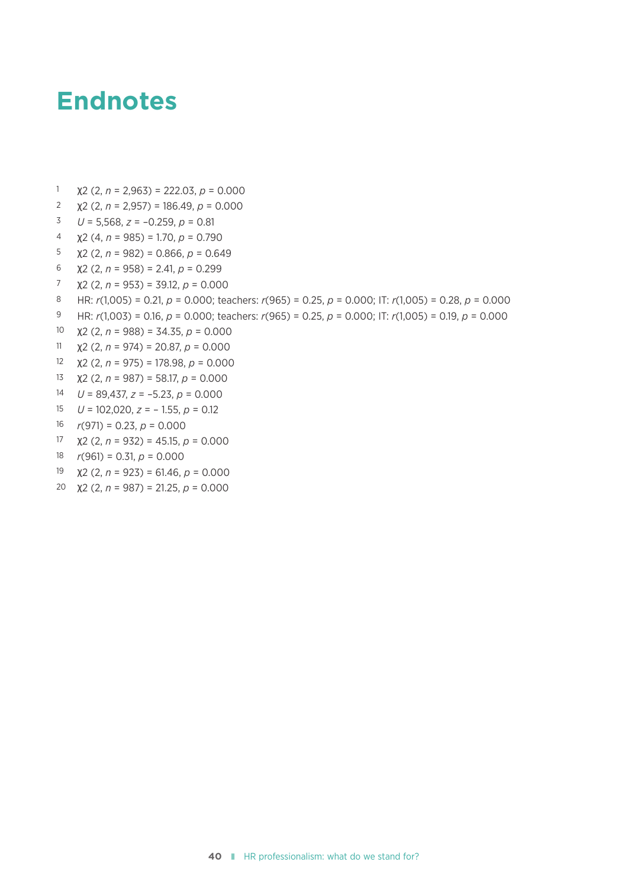# Endnotes

1. $\chi^2$ (2, $n$ = 2,963) = 222.03, $p$ = 0.000
2. $\chi^2$ (2, $n$ = 2,957) = 186.49, $p$ = 0.000
3. $U$ = 5,568, $z$ = –0.259, $p$ = 0.81
4. $\chi^2$ (4, $n$ = 985) = 1.70, $p$ = 0.790
5. $\chi^2$ (2, $n$ = 982) = 0.866, $p$ = 0.649
6. $\chi^2$ (2, $n$ = 958) = 2.41, $p$ = 0.299
7. $\chi^2$ (2, $n$ = 953) = 39.12, $p$ = 0.000
8. HR: $r$(1,005) = 0.21, $p$ = 0.000; teachers: $r$(965) = 0.25, $p$ = 0.000; IT: $r$(1,005) = 0.28, $p$ = 0.000
9. HR: $r$(1,003) = 0.16, $p$ = 0.000; teachers: $r$(965) = 0.25, $p$ = 0.000; IT: $r$(1,005) = 0.19, $p$ = 0.000
10. $\chi^2$ (2, $n$ = 988) = 34.35, $p$ = 0.000
11. $\chi^2$ (2, $n$ = 974) = 20.87, $p$ = 0.000
12. $\chi^2$ (2, $n$ = 975) = 178.98, $p$ = 0.000
13. $\chi^2$ (2, $n$ = 987) = 58.17, $p$ = 0.000
14. $U$ = 89,437, $z$ = –5.23, $p$ = 0.000
15. $U$ = 102,020, $z$ = – 1.55, $p$ = 0.12
16. $r$(971) = 0.23, $p$ = 0.000
17. $\chi^2$ (2, $n$ = 932) = 45.15, $p$ = 0.000
18. $r$(961) = 0.31, $p$ = 0.000
19. $\chi^2$ (2, $n$ = 923) = 61.46, $p$ = 0.000
20. $\chi^2$ (2, $n$ = 987) = 21.25, $p$ = 0.000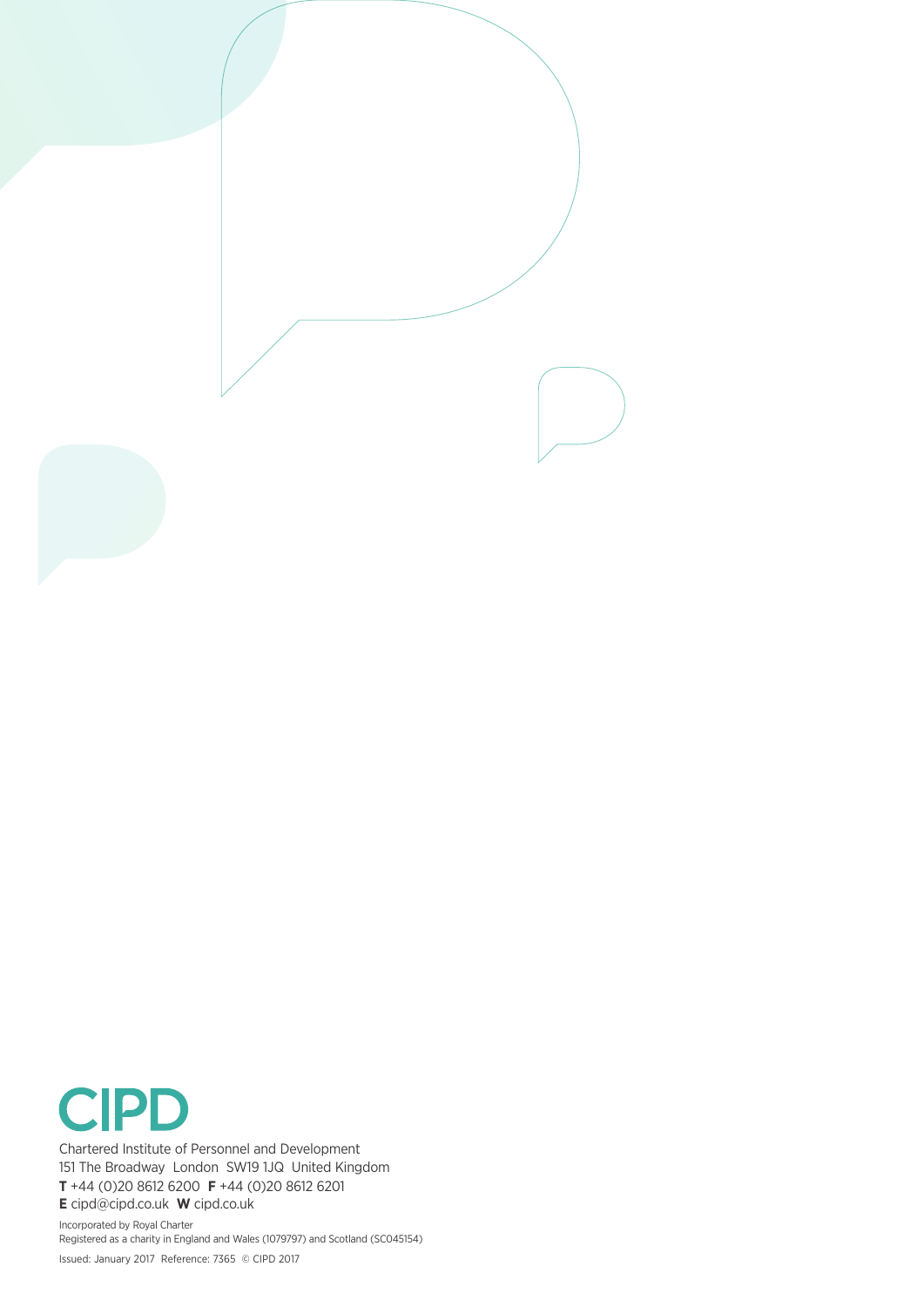CIPD

Chartered Institute of Personnel and Development
151 The Broadway London SW19 1JQ United Kingdom
**T** +44 (0)20 8612 6200 **F** +44 (0)20 8612 6201
**E** cipd@cipd.co.uk **W** cipd.co.uk

Incorporated by Royal Charter
Registered as a charity in England and Wales (1079797) and Scotland (SC045154)

Issued: January 2017 Reference: 7365 © CIPD 2017